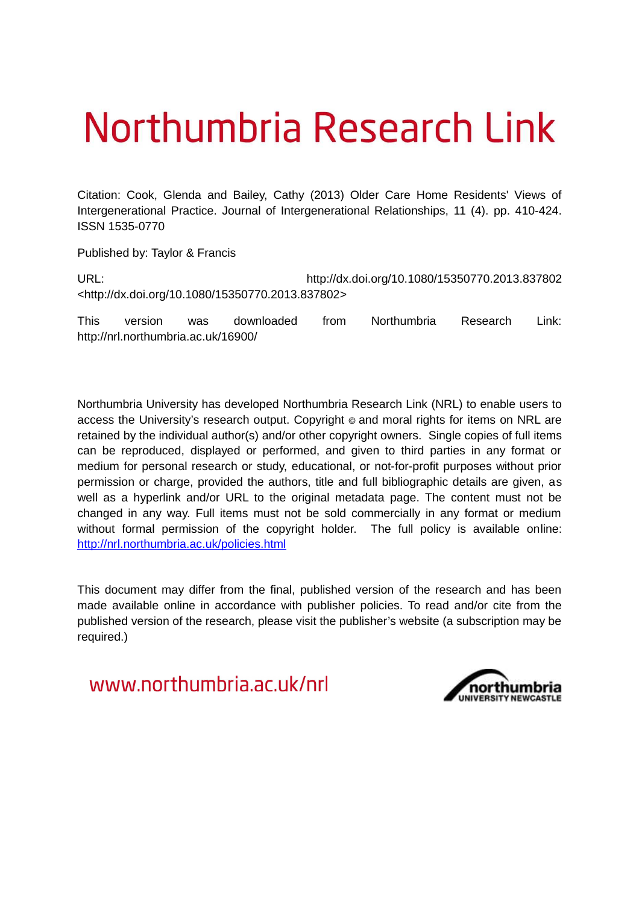# Northumbria Research Link

Citation: Cook, Glenda and Bailey, Cathy (2013) Older Care Home Residents' Views of Intergenerational Practice. Journal of Intergenerational Relationships, 11 (4). pp. 410-424. ISSN 1535-0770

Published by: Taylor & Francis

URL: http://dx.doi.org/10.1080/15350770.2013.837802 <http://dx.doi.org/10.1080/15350770.2013.837802>

This version was downloaded from Northumbria Research Link: http://nrl.northumbria.ac.uk/16900/

Northumbria University has developed Northumbria Research Link (NRL) to enable users to access the University's research output. Copyright © and moral rights for items on NRL are retained by the individual author(s) and/or other copyright owners. Single copies of full items can be reproduced, displayed or performed, and given to third parties in any format or medium for personal research or study, educational, or not-for-profit purposes without prior permission or charge, provided the authors, title and full bibliographic details are given, as well as a hyperlink and/or URL to the original metadata page. The content must not be changed in any way. Full items must not be sold commercially in any format or medium without formal permission of the copyright holder. The full policy is available online: [http://nrl.northumbria.ac.uk/policies.html](http://nrl.northumbria.ac.uk/policies.html)

This document may differ from the final, published version of the research and has been made available online in accordance with publisher policies. To read and/or cite from the published version of the research, please visit the publisher's website (a subscription may be required.)

www.northumbria.ac.uk/nrl

northumbria
UNIVERSITY NEWCASTLE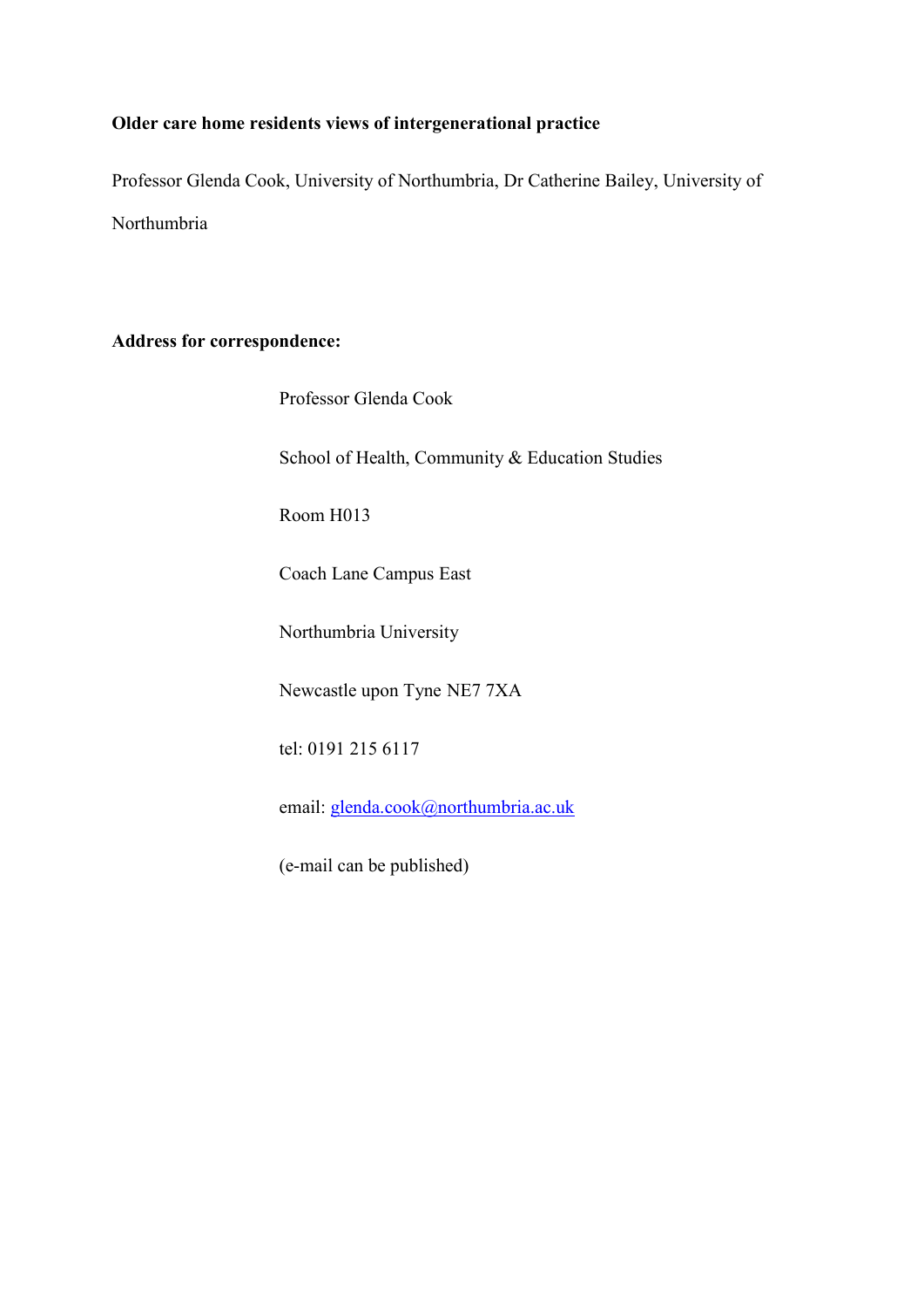**Older care home residents views of intergenerational practice**

Professor Glenda Cook, University of Northumbria, Dr Catherine Bailey, University of Northumbria

**Address for correspondence:**

Professor Glenda Cook

School of Health, Community & Education Studies

Room H013

Coach Lane Campus East

Northumbria University

Newcastle upon Tyne NE7 7XA

tel: 0191 215 6117

email: glenda.cook@northumbria.ac.uk

(e-mail can be published)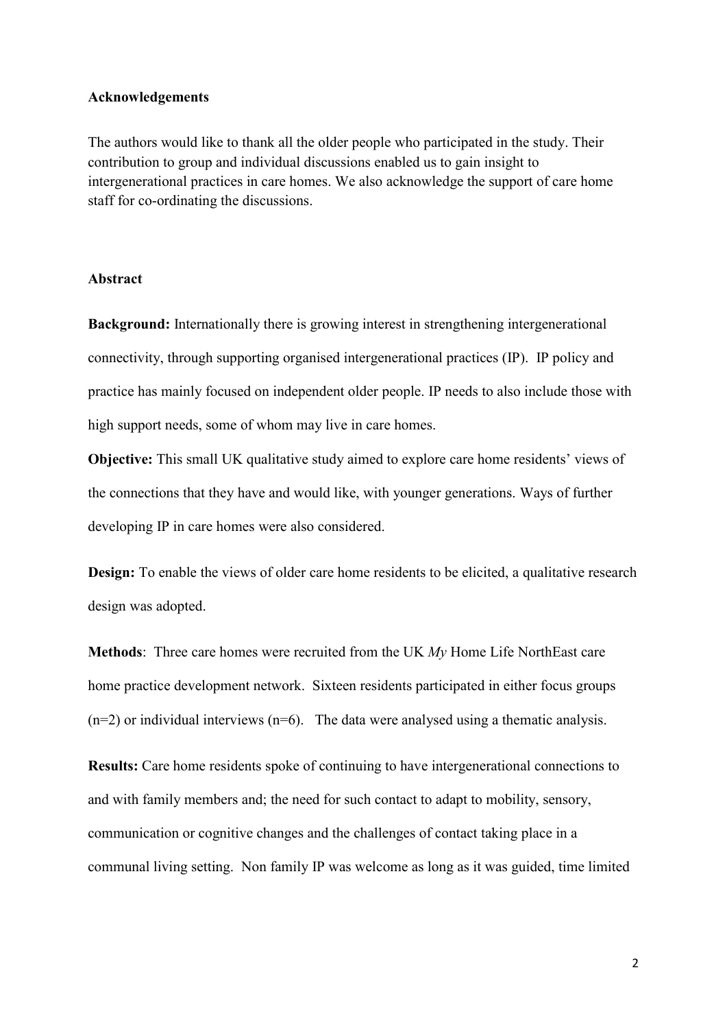**Acknowledgements**

The authors would like to thank all the older people who participated in the study. Their contribution to group and individual discussions enabled us to gain insight to intergenerational practices in care homes. We also acknowledge the support of care home staff for co-ordinating the discussions.

**Abstract**

**Background:** Internationally there is growing interest in strengthening intergenerational connectivity, through supporting organised intergenerational practices (IP). IP policy and practice has mainly focused on independent older people. IP needs to also include those with high support needs, some of whom may live in care homes.

**Objective:** This small UK qualitative study aimed to explore care home residents' views of the connections that they have and would like, with younger generations. Ways of further developing IP in care homes were also considered.

**Design:** To enable the views of older care home residents to be elicited, a qualitative research design was adopted.

**Methods**: Three care homes were recruited from the UK *My* Home Life NorthEast care home practice development network. Sixteen residents participated in either focus groups (n=2) or individual interviews (n=6). The data were analysed using a thematic analysis.

**Results:** Care home residents spoke of continuing to have intergenerational connections to and with family members and; the need for such contact to adapt to mobility, sensory, communication or cognitive changes and the challenges of contact taking place in a communal living setting. Non family IP was welcome as long as it was guided, time limited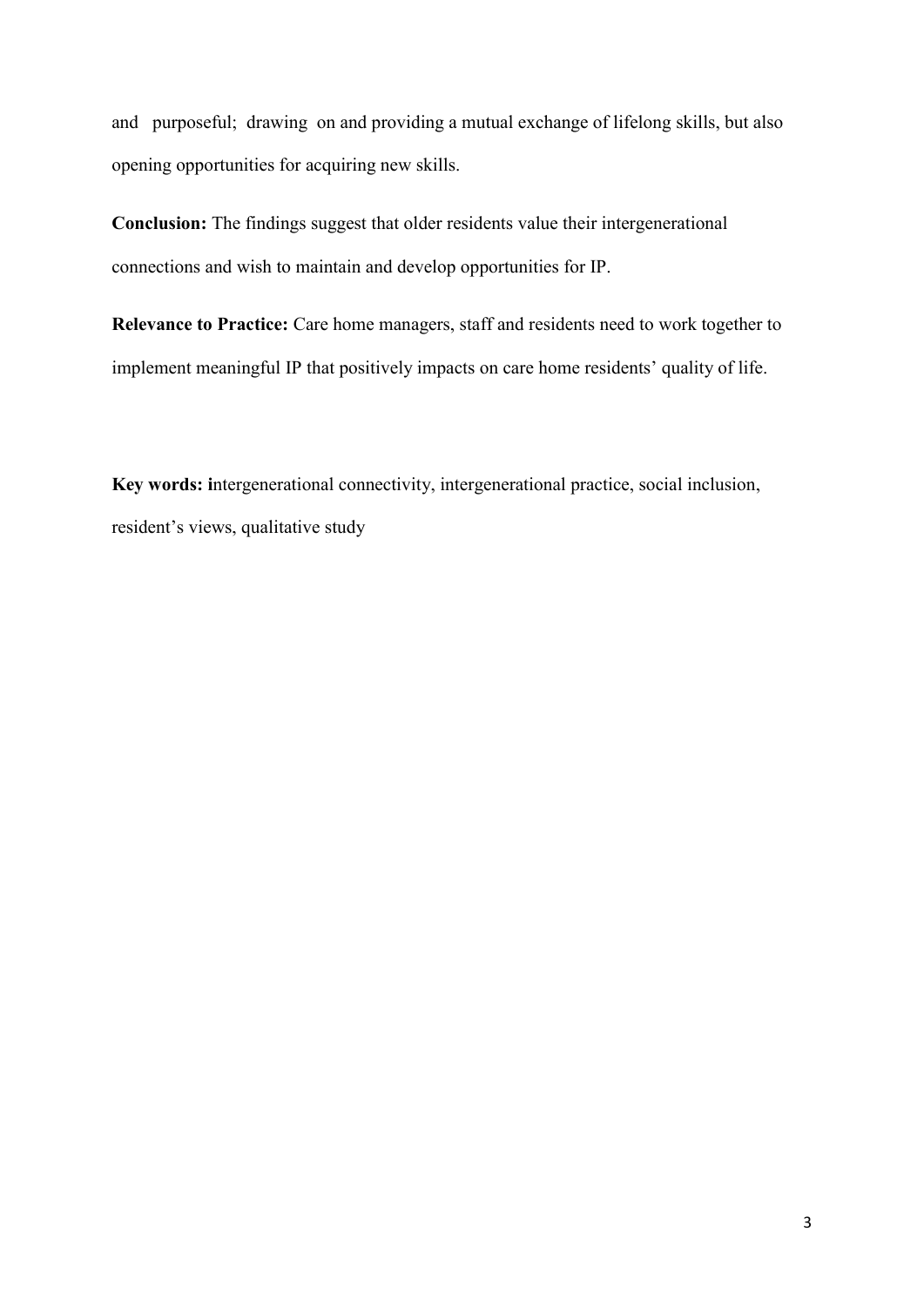and purposeful; drawing on and providing a mutual exchange of lifelong skills, but also opening opportunities for acquiring new skills.

**Conclusion:** The findings suggest that older residents value their intergenerational connections and wish to maintain and develop opportunities for IP.

**Relevance to Practice:** Care home managers, staff and residents need to work together to implement meaningful IP that positively impacts on care home residents' quality of life.

**Key words: i**ntergenerational connectivity, intergenerational practice, social inclusion, resident's views, qualitative study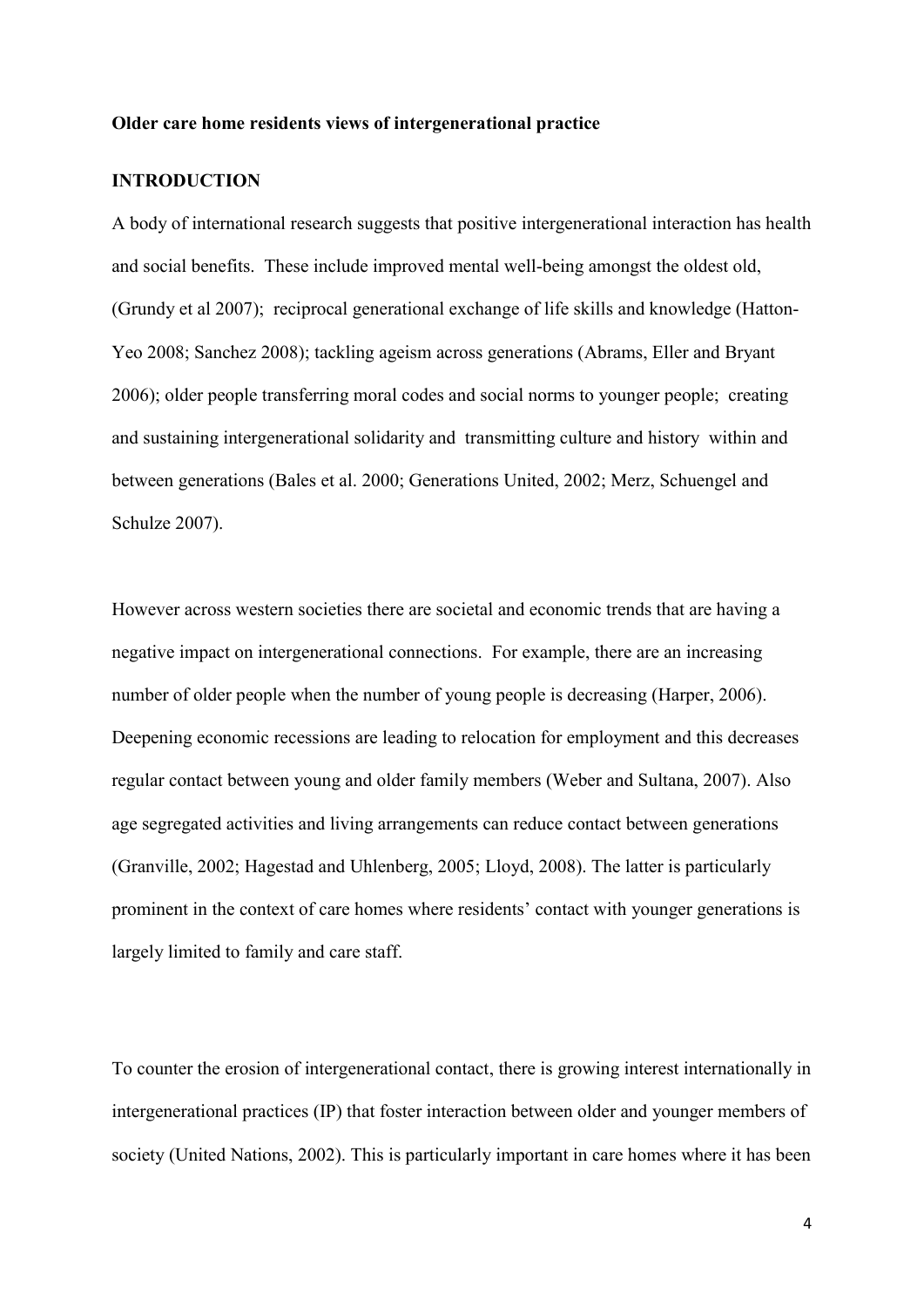**Older care home residents views of intergenerational practice**

**INTRODUCTION**

A body of international research suggests that positive intergenerational interaction has health and social benefits. These include improved mental well-being amongst the oldest old, (Grundy et al 2007); reciprocal generational exchange of life skills and knowledge (Hatton-Yeo 2008; Sanchez 2008); tackling ageism across generations (Abrams, Eller and Bryant 2006); older people transferring moral codes and social norms to younger people; creating and sustaining intergenerational solidarity and transmitting culture and history within and between generations (Bales et al. 2000; Generations United, 2002; Merz, Schuengel and Schulze 2007).

However across western societies there are societal and economic trends that are having a negative impact on intergenerational connections. For example, there are an increasing number of older people when the number of young people is decreasing (Harper, 2006). Deepening economic recessions are leading to relocation for employment and this decreases regular contact between young and older family members (Weber and Sultana, 2007). Also age segregated activities and living arrangements can reduce contact between generations (Granville, 2002; Hagestad and Uhlenberg, 2005; Lloyd, 2008). The latter is particularly prominent in the context of care homes where residents' contact with younger generations is largely limited to family and care staff.

To counter the erosion of intergenerational contact, there is growing interest internationally in intergenerational practices (IP) that foster interaction between older and younger members of society (United Nations, 2002). This is particularly important in care homes where it has been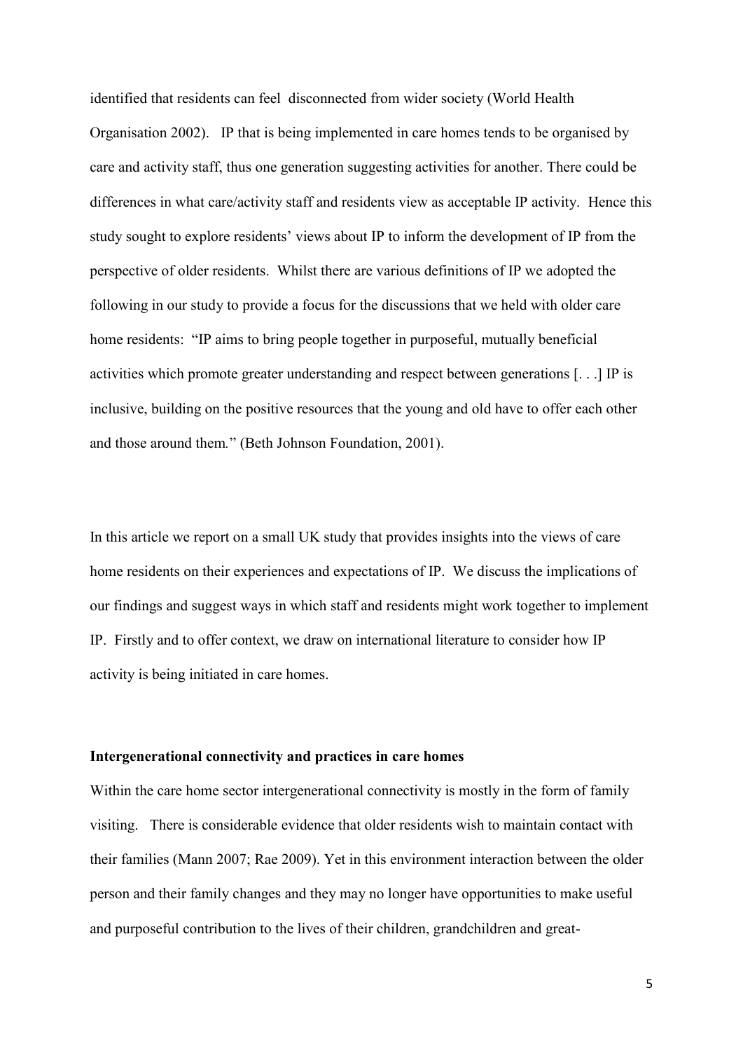identified that residents can feel disconnected from wider society (World Health Organisation 2002). IP that is being implemented in care homes tends to be organised by care and activity staff, thus one generation suggesting activities for another. There could be differences in what care/activity staff and residents view as acceptable IP activity. Hence this study sought to explore residents' views about IP to inform the development of IP from the perspective of older residents. Whilst there are various definitions of IP we adopted the following in our study to provide a focus for the discussions that we held with older care home residents: "IP aims to bring people together in purposeful, mutually beneficial activities which promote greater understanding and respect between generations [. . .] IP is inclusive, building on the positive resources that the young and old have to offer each other and those around them*.*" (Beth Johnson Foundation, 2001).

In this article we report on a small UK study that provides insights into the views of care home residents on their experiences and expectations of IP. We discuss the implications of our findings and suggest ways in which staff and residents might work together to implement IP. Firstly and to offer context, we draw on international literature to consider how IP activity is being initiated in care homes.

**Intergenerational connectivity and practices in care homes**

Within the care home sector intergenerational connectivity is mostly in the form of family visiting. There is considerable evidence that older residents wish to maintain contact with their families (Mann 2007; Rae 2009). Yet in this environment interaction between the older person and their family changes and they may no longer have opportunities to make useful and purposeful contribution to the lives of their children, grandchildren and great-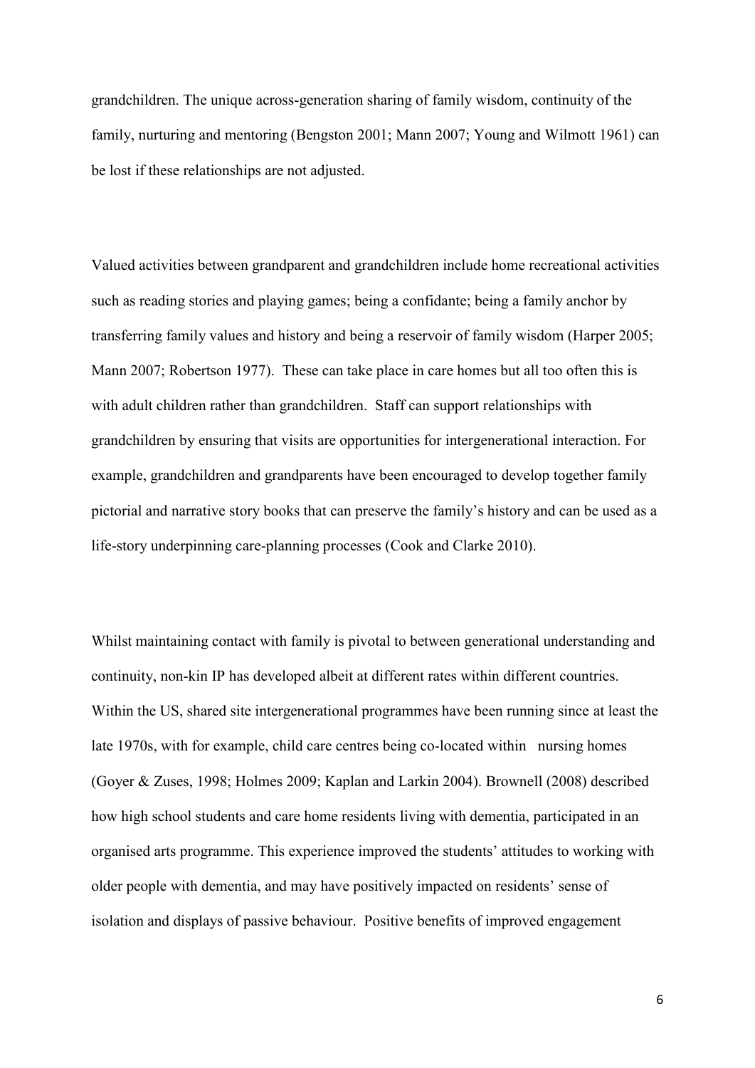grandchildren. The unique across-generation sharing of family wisdom, continuity of the family, nurturing and mentoring (Bengston 2001; Mann 2007; Young and Wilmott 1961) can be lost if these relationships are not adjusted.

Valued activities between grandparent and grandchildren include home recreational activities such as reading stories and playing games; being a confidante; being a family anchor by transferring family values and history and being a reservoir of family wisdom (Harper 2005; Mann 2007; Robertson 1977). These can take place in care homes but all too often this is with adult children rather than grandchildren. Staff can support relationships with grandchildren by ensuring that visits are opportunities for intergenerational interaction. For example, grandchildren and grandparents have been encouraged to develop together family pictorial and narrative story books that can preserve the family's history and can be used as a life-story underpinning care-planning processes (Cook and Clarke 2010).

Whilst maintaining contact with family is pivotal to between generational understanding and continuity, non-kin IP has developed albeit at different rates within different countries. Within the US, shared site intergenerational programmes have been running since at least the late 1970s, with for example, child care centres being co-located within nursing homes (Goyer & Zuses, 1998; Holmes 2009; Kaplan and Larkin 2004). Brownell (2008) described how high school students and care home residents living with dementia, participated in an organised arts programme. This experience improved the students' attitudes to working with older people with dementia, and may have positively impacted on residents' sense of isolation and displays of passive behaviour. Positive benefits of improved engagement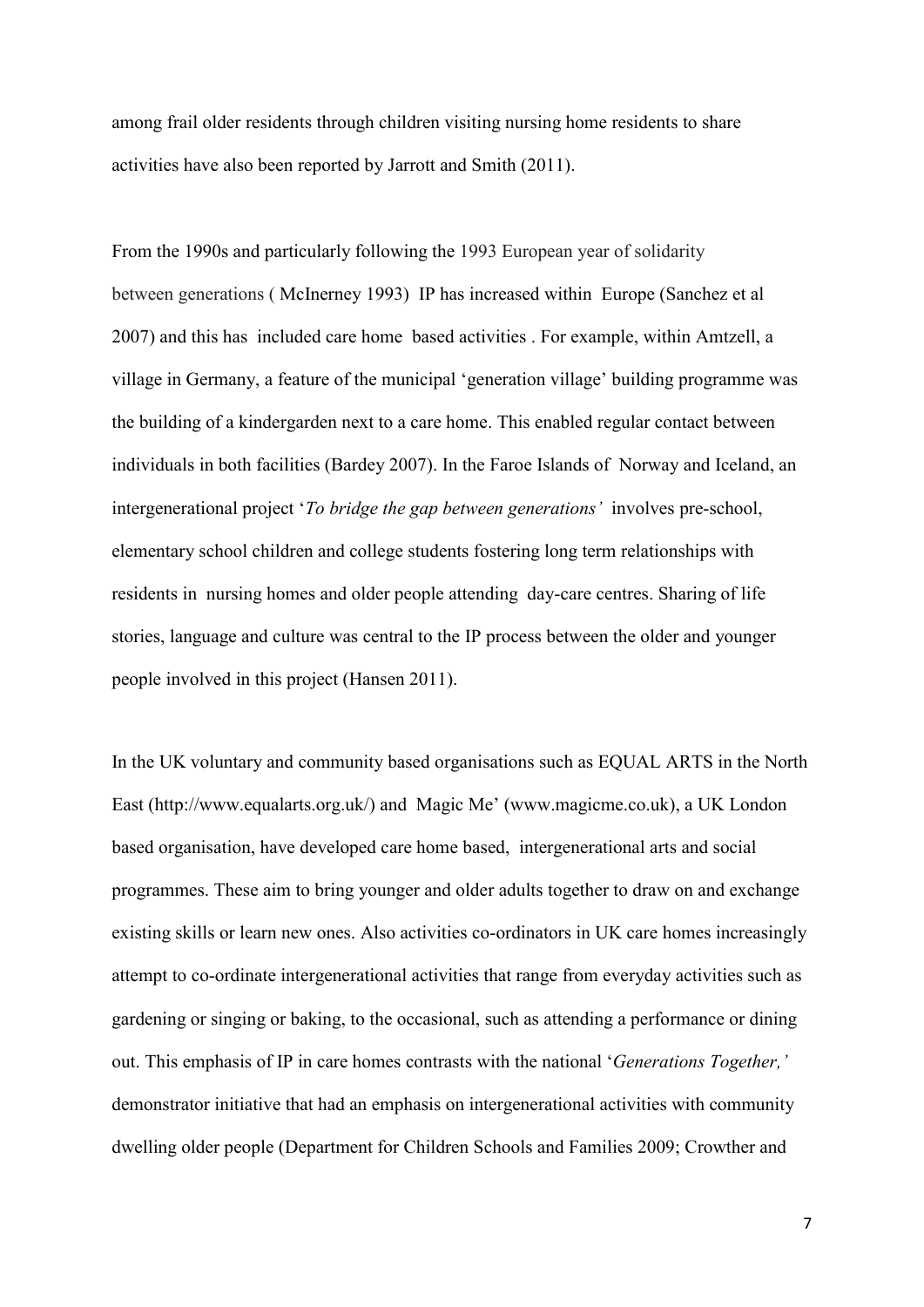among frail older residents through children visiting nursing home residents to share activities have also been reported by Jarrott and Smith (2011).

From the 1990s and particularly following the 1993 European year of solidarity between generations ( McInerney 1993) IP has increased within Europe (Sanchez et al 2007) and this has included care home based activities . For example, within Amtzell, a village in Germany, a feature of the municipal 'generation village' building programme was the building of a kindergarden next to a care home. This enabled regular contact between individuals in both facilities (Bardey 2007). In the Faroe Islands of Norway and Iceland, an intergenerational project '*To bridge the gap between generations'* involves pre-school, elementary school children and college students fostering long term relationships with residents in nursing homes and older people attending day-care centres. Sharing of life stories, language and culture was central to the IP process between the older and younger people involved in this project (Hansen 2011).

In the UK voluntary and community based organisations such as EQUAL ARTS in the North East (http://www.equalarts.org.uk/) and Magic Me' (www.magicme.co.uk), a UK London based organisation, have developed care home based, intergenerational arts and social programmes. These aim to bring younger and older adults together to draw on and exchange existing skills or learn new ones. Also activities co-ordinators in UK care homes increasingly attempt to co-ordinate intergenerational activities that range from everyday activities such as gardening or singing or baking, to the occasional, such as attending a performance or dining out. This emphasis of IP in care homes contrasts with the national '*Generations Together,'* demonstrator initiative that had an emphasis on intergenerational activities with community dwelling older people (Department for Children Schools and Families 2009; Crowther and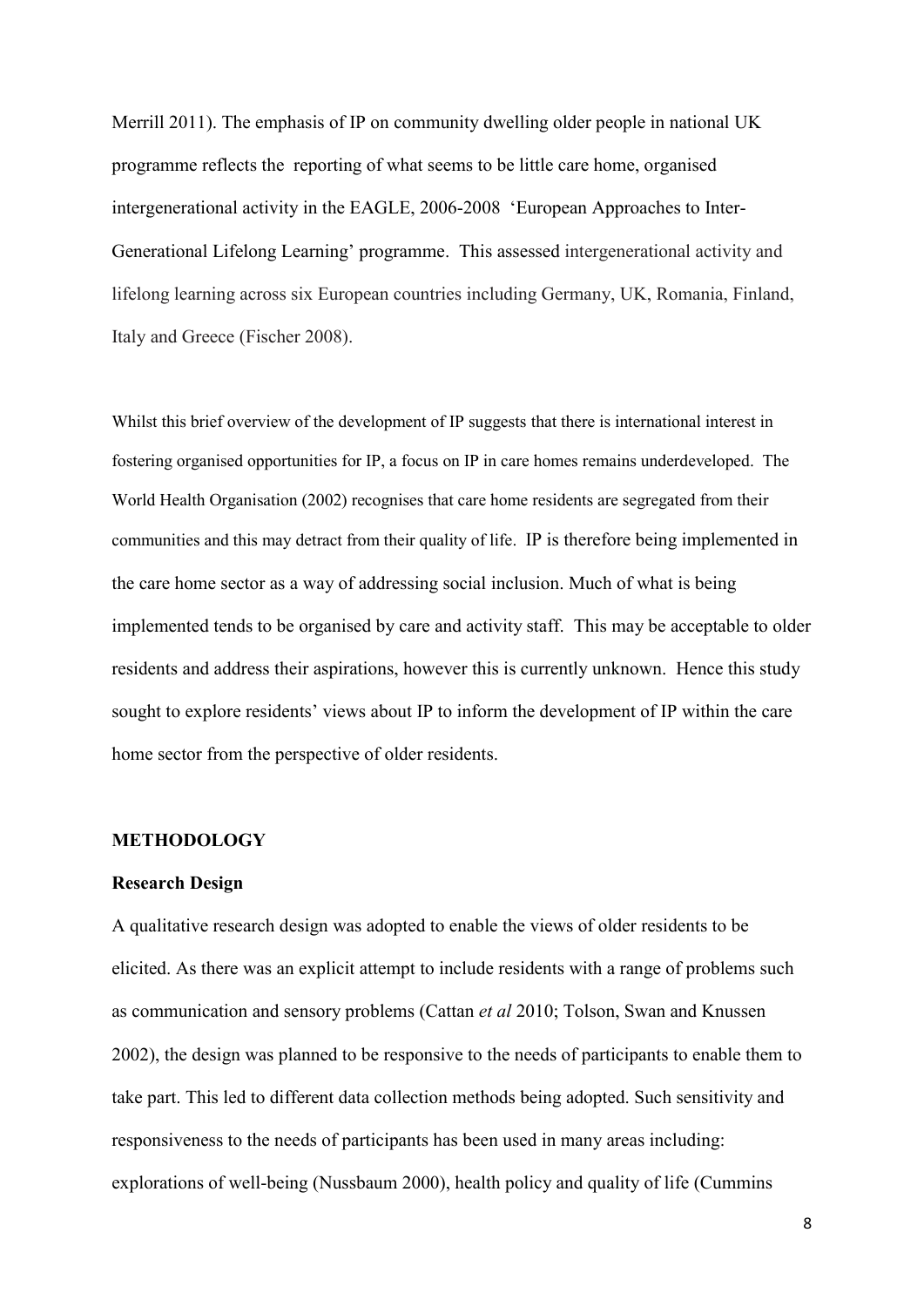Merrill 2011). The emphasis of IP on community dwelling older people in national UK programme reflects the reporting of what seems to be little care home, organised intergenerational activity in the EAGLE, 2006-2008 'European Approaches to Inter-Generational Lifelong Learning' programme. This assessed intergenerational activity and lifelong learning across six European countries including Germany, UK, Romania, Finland, Italy and Greece (Fischer 2008).

Whilst this brief overview of the development of IP suggests that there is international interest in fostering organised opportunities for IP, a focus on IP in care homes remains underdeveloped. The World Health Organisation (2002) recognises that care home residents are segregated from their communities and this may detract from their quality of life. IP is therefore being implemented in the care home sector as a way of addressing social inclusion. Much of what is being implemented tends to be organised by care and activity staff. This may be acceptable to older residents and address their aspirations, however this is currently unknown. Hence this study sought to explore residents' views about IP to inform the development of IP within the care home sector from the perspective of older residents.

## METHODOLOGY

### Research Design

A qualitative research design was adopted to enable the views of older residents to be elicited. As there was an explicit attempt to include residents with a range of problems such as communication and sensory problems (Cattan *et al* 2010; Tolson, Swan and Knussen 2002), the design was planned to be responsive to the needs of participants to enable them to take part. This led to different data collection methods being adopted. Such sensitivity and responsiveness to the needs of participants has been used in many areas including: explorations of well-being (Nussbaum 2000), health policy and quality of life (Cummins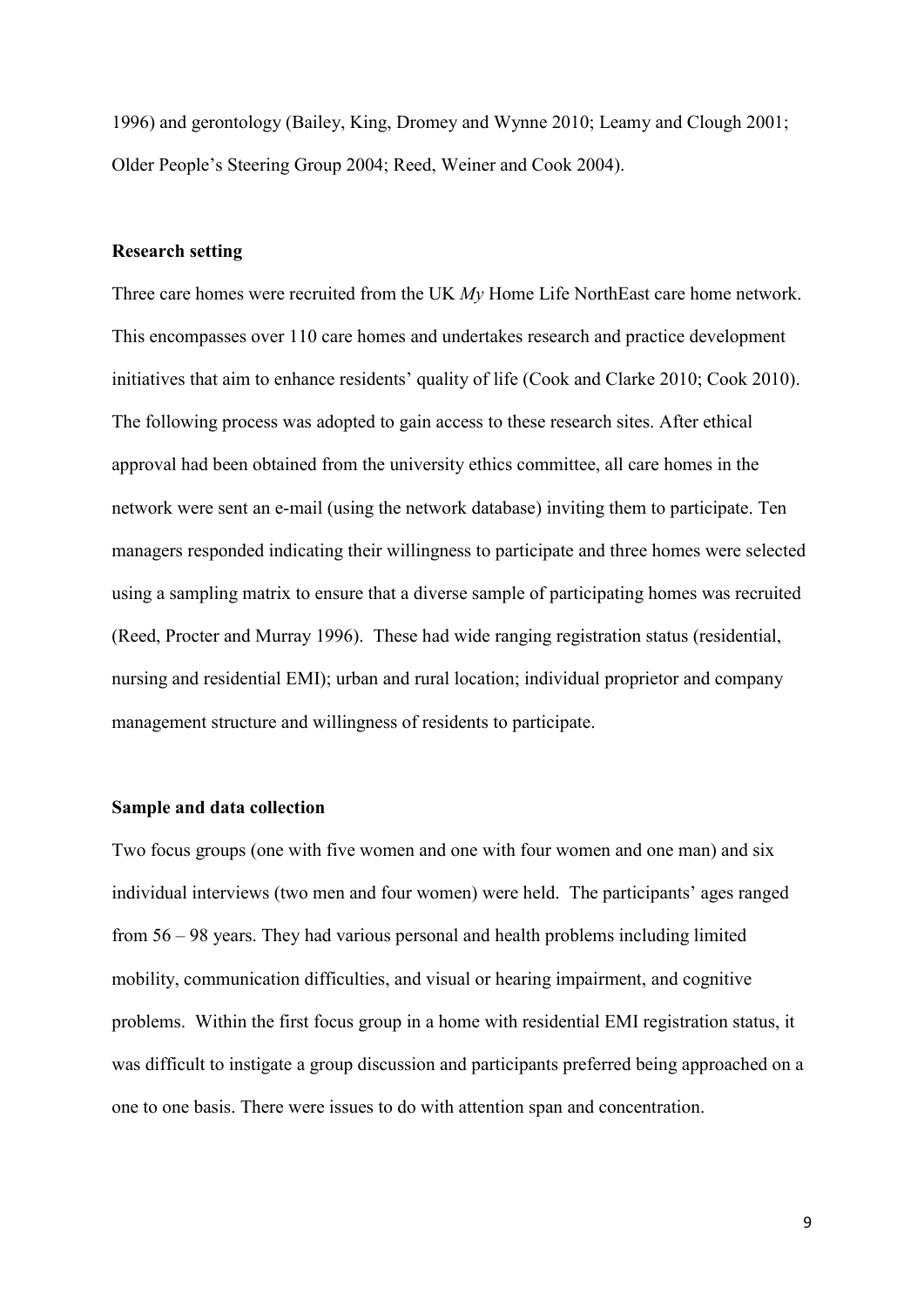1996) and gerontology (Bailey, King, Dromey and Wynne 2010; Leamy and Clough 2001; Older People's Steering Group 2004; Reed, Weiner and Cook 2004).

## Research setting

Three care homes were recruited from the UK *My* Home Life NorthEast care home network. This encompasses over 110 care homes and undertakes research and practice development initiatives that aim to enhance residents' quality of life (Cook and Clarke 2010; Cook 2010). The following process was adopted to gain access to these research sites. After ethical approval had been obtained from the university ethics committee, all care homes in the network were sent an e-mail (using the network database) inviting them to participate. Ten managers responded indicating their willingness to participate and three homes were selected using a sampling matrix to ensure that a diverse sample of participating homes was recruited (Reed, Procter and Murray 1996). These had wide ranging registration status (residential, nursing and residential EMI); urban and rural location; individual proprietor and company management structure and willingness of residents to participate.

## Sample and data collection

Two focus groups (one with five women and one with four women and one man) and six individual interviews (two men and four women) were held. The participants' ages ranged from 56 – 98 years. They had various personal and health problems including limited mobility, communication difficulties, and visual or hearing impairment, and cognitive problems. Within the first focus group in a home with residential EMI registration status, it was difficult to instigate a group discussion and participants preferred being approached on a one to one basis. There were issues to do with attention span and concentration.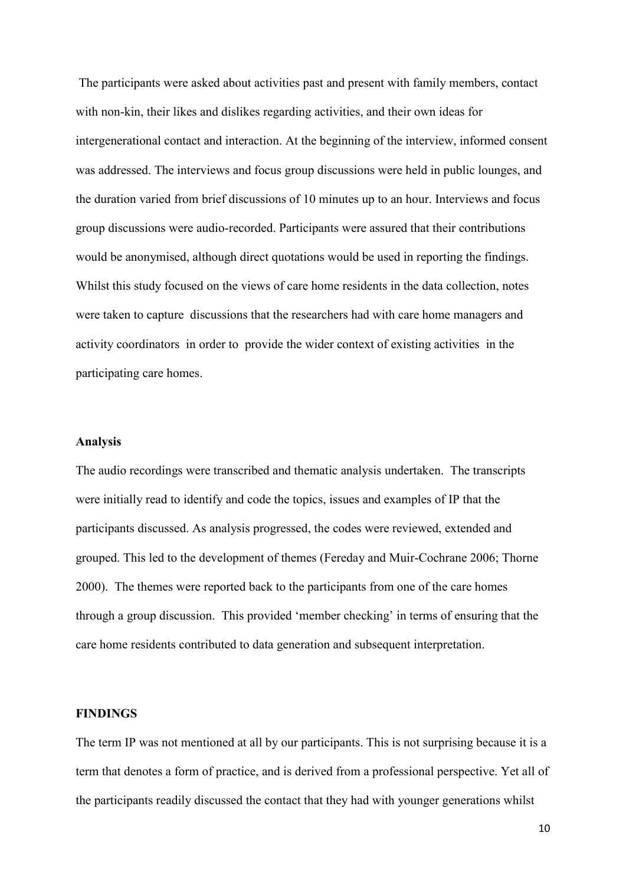The participants were asked about activities past and present with family members, contact with non-kin, their likes and dislikes regarding activities, and their own ideas for intergenerational contact and interaction. At the beginning of the interview, informed consent was addressed. The interviews and focus group discussions were held in public lounges, and the duration varied from brief discussions of 10 minutes up to an hour. Interviews and focus group discussions were audio-recorded. Participants were assured that their contributions would be anonymised, although direct quotations would be used in reporting the findings. Whilst this study focused on the views of care home residents in the data collection, notes were taken to capture discussions that the researchers had with care home managers and activity coordinators in order to provide the wider context of existing activities in the participating care homes.

**Analysis**

The audio recordings were transcribed and thematic analysis undertaken. The transcripts were initially read to identify and code the topics, issues and examples of IP that the participants discussed. As analysis progressed, the codes were reviewed, extended and grouped. This led to the development of themes (Fereday and Muir-Cochrane 2006; Thorne 2000). The themes were reported back to the participants from one of the care homes through a group discussion. This provided 'member checking' in terms of ensuring that the care home residents contributed to data generation and subsequent interpretation.

## FINDINGS

The term IP was not mentioned at all by our participants. This is not surprising because it is a term that denotes a form of practice, and is derived from a professional perspective. Yet all of the participants readily discussed the contact that they had with younger generations whilst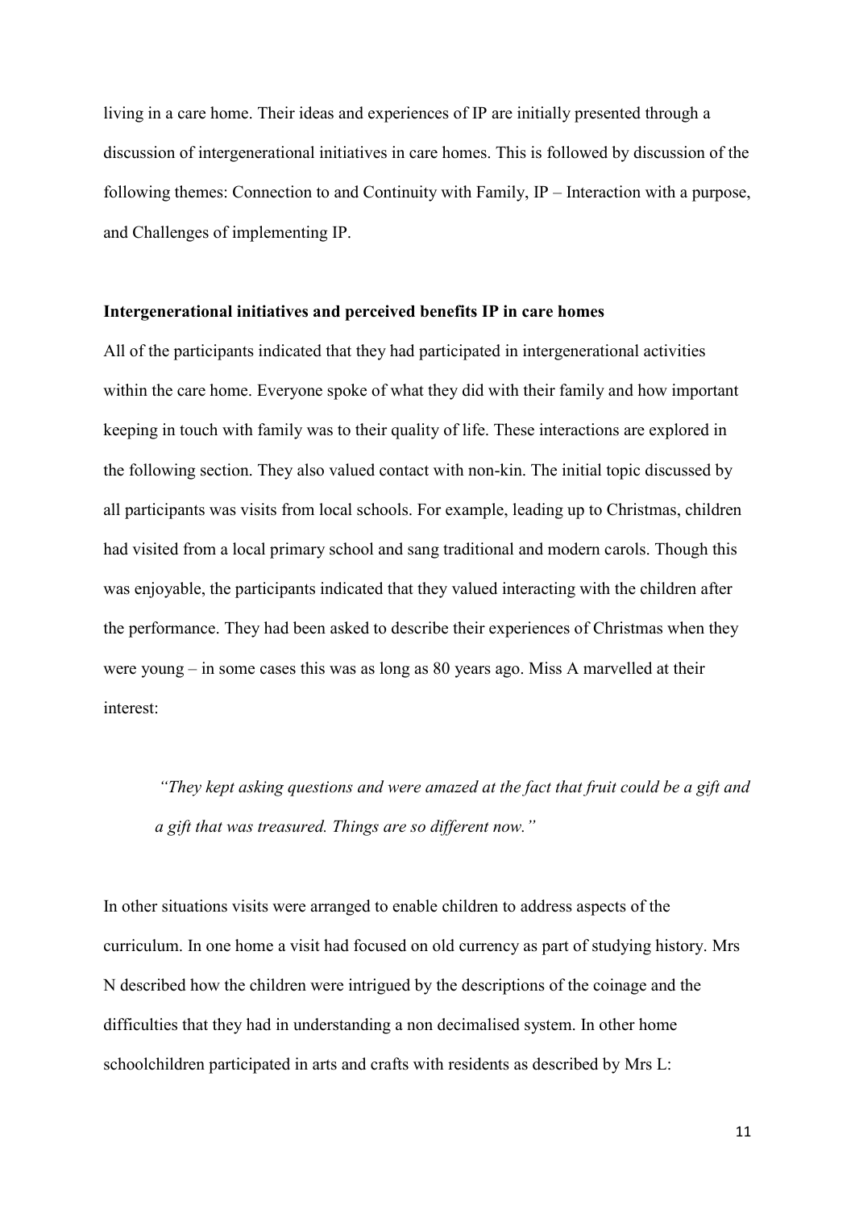living in a care home. Their ideas and experiences of IP are initially presented through a discussion of intergenerational initiatives in care homes. This is followed by discussion of the following themes: Connection to and Continuity with Family, IP – Interaction with a purpose, and Challenges of implementing IP.

**Intergenerational initiatives and perceived benefits IP in care homes**

All of the participants indicated that they had participated in intergenerational activities within the care home. Everyone spoke of what they did with their family and how important keeping in touch with family was to their quality of life. These interactions are explored in the following section. They also valued contact with non-kin. The initial topic discussed by all participants was visits from local schools. For example, leading up to Christmas, children had visited from a local primary school and sang traditional and modern carols. Though this was enjoyable, the participants indicated that they valued interacting with the children after the performance. They had been asked to describe their experiences of Christmas when they were young – in some cases this was as long as 80 years ago. Miss A marvelled at their interest:

> *"They kept asking questions and were amazed at the fact that fruit could be a gift and a gift that was treasured. Things are so different now."*

In other situations visits were arranged to enable children to address aspects of the curriculum. In one home a visit had focused on old currency as part of studying history. Mrs N described how the children were intrigued by the descriptions of the coinage and the difficulties that they had in understanding a non decimalised system. In other home schoolchildren participated in arts and crafts with residents as described by Mrs L: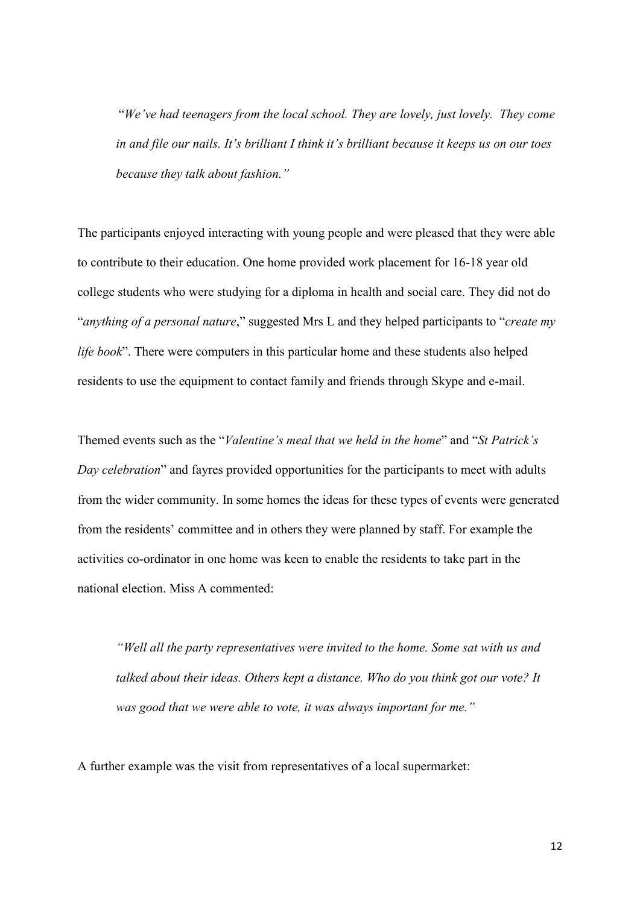> "*We've had teenagers from the local school. They are lovely, just lovely. They come in and file our nails. It's brilliant I think it's brilliant because it keeps us on our toes because they talk about fashion.*"

The participants enjoyed interacting with young people and were pleased that they were able to contribute to their education. One home provided work placement for 16-18 year old college students who were studying for a diploma in health and social care. They did not do "*anything of a personal nature*," suggested Mrs L and they helped participants to "*create my life book*". There were computers in this particular home and these students also helped residents to use the equipment to contact family and friends through Skype and e-mail.

Themed events such as the "*Valentine's meal that we held in the home*" and "*St Patrick's Day celebration*" and fayres provided opportunities for the participants to meet with adults from the wider community. In some homes the ideas for these types of events were generated from the residents' committee and in others they were planned by staff. For example the activities co-ordinator in one home was keen to enable the residents to take part in the national election. Miss A commented:

> *"Well all the party representatives were invited to the home. Some sat with us and talked about their ideas. Others kept a distance. Who do you think got our vote? It was good that we were able to vote, it was always important for me."*

A further example was the visit from representatives of a local supermarket: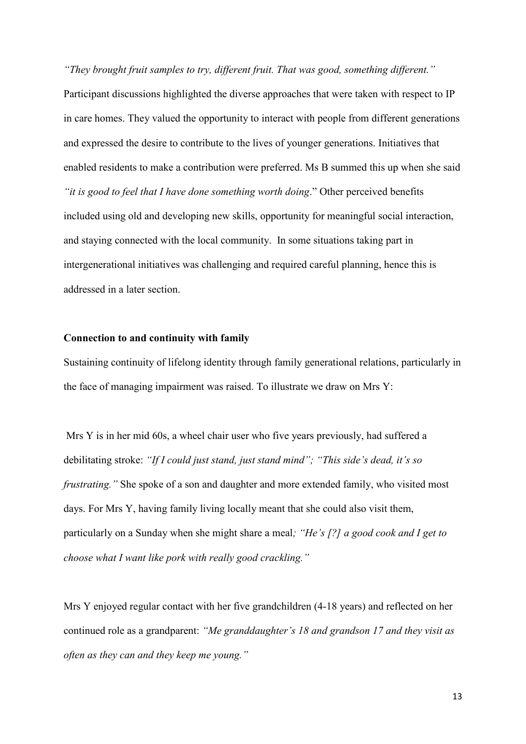*"They brought fruit samples to try, different fruit. That was good, something different."*

Participant discussions highlighted the diverse approaches that were taken with respect to IP in care homes. They valued the opportunity to interact with people from different generations and expressed the desire to contribute to the lives of younger generations. Initiatives that enabled residents to make a contribution were preferred. Ms B summed this up when she said *"it is good to feel that I have done something worth doing*." Other perceived benefits included using old and developing new skills, opportunity for meaningful social interaction, and staying connected with the local community. In some situations taking part in intergenerational initiatives was challenging and required careful planning, hence this is addressed in a later section.

**Connection to and continuity with family**

Sustaining continuity of lifelong identity through family generational relations, particularly in the face of managing impairment was raised. To illustrate we draw on Mrs Y:

Mrs Y is in her mid 60s, a wheel chair user who five years previously, had suffered a debilitating stroke: *"If I could just stand, just stand mind"; "This side's dead, it's so frustrating."* She spoke of a son and daughter and more extended family, who visited most days. For Mrs Y, having family living locally meant that she could also visit them, particularly on a Sunday when she might share a meal*; "He's [?] a good cook and I get to choose what I want like pork with really good crackling."*

Mrs Y enjoyed regular contact with her five grandchildren (4-18 years) and reflected on her continued role as a grandparent: *"Me granddaughter's 18 and grandson 17 and they visit as often as they can and they keep me young."*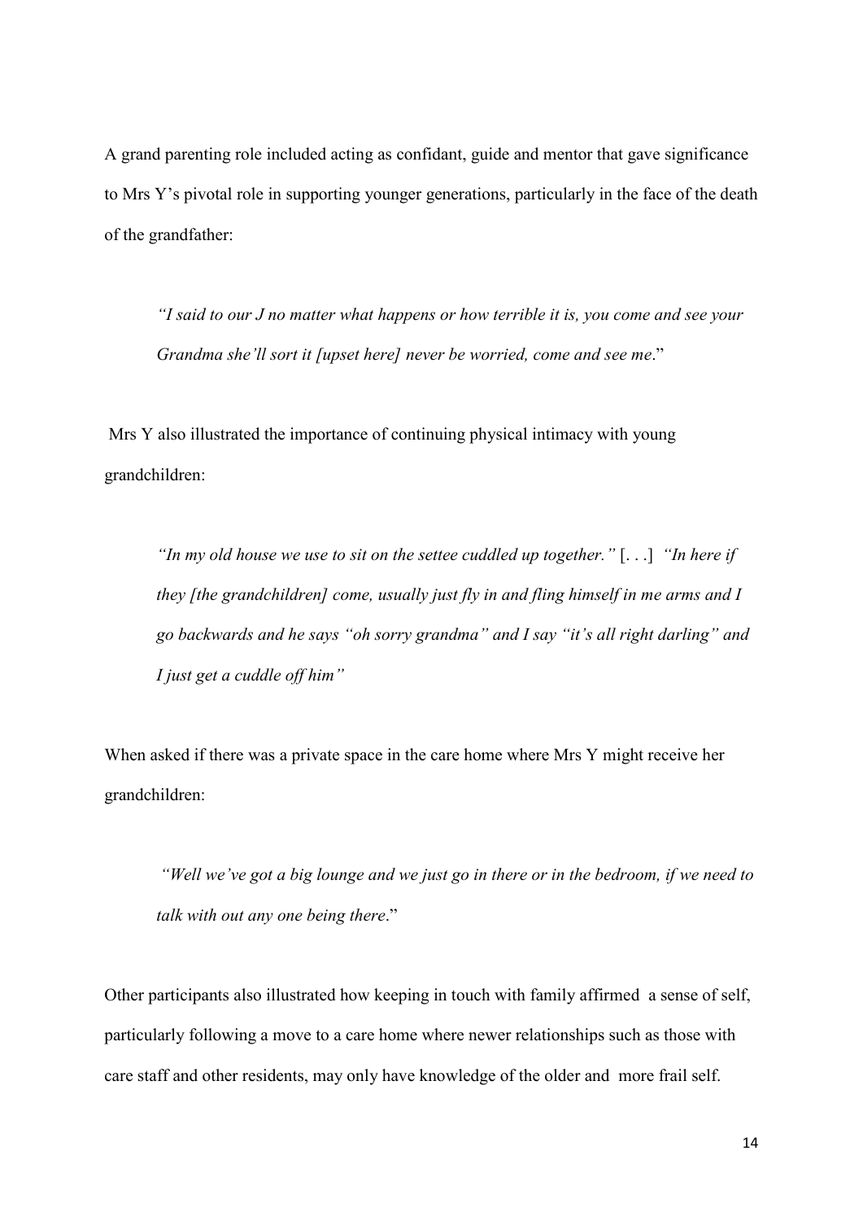A grand parenting role included acting as confidant, guide and mentor that gave significance to Mrs Y's pivotal role in supporting younger generations, particularly in the face of the death of the grandfather:

> *"I said to our J no matter what happens or how terrible it is, you come and see your Grandma she'll sort it [upset here] never be worried, come and see me*."

Mrs Y also illustrated the importance of continuing physical intimacy with young grandchildren:

> *"In my old house we use to sit on the settee cuddled up together."* [. . .] *"In here if they [the grandchildren] come, usually just fly in and fling himself in me arms and I go backwards and he says "oh sorry grandma" and I say "it's all right darling" and I just get a cuddle off him"*

When asked if there was a private space in the care home where Mrs Y might receive her grandchildren:

> *"Well we've got a big lounge and we just go in there or in the bedroom, if we need to talk with out any one being there*."

Other participants also illustrated how keeping in touch with family affirmed a sense of self, particularly following a move to a care home where newer relationships such as those with care staff and other residents, may only have knowledge of the older and more frail self.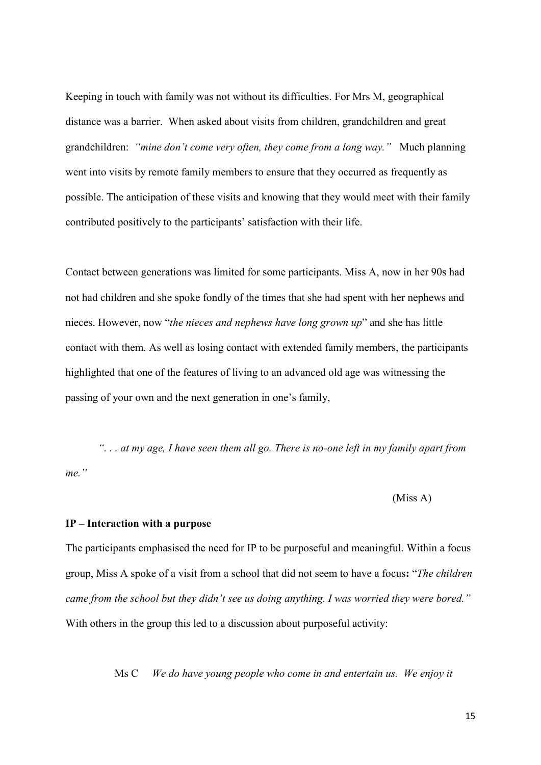Keeping in touch with family was not without its difficulties. For Mrs M, geographical distance was a barrier. When asked about visits from children, grandchildren and great grandchildren: *"mine don't come very often, they come from a long way."* Much planning went into visits by remote family members to ensure that they occurred as frequently as possible. The anticipation of these visits and knowing that they would meet with their family contributed positively to the participants' satisfaction with their life.

Contact between generations was limited for some participants. Miss A, now in her 90s had not had children and she spoke fondly of the times that she had spent with her nephews and nieces. However, now "*the nieces and nephews have long grown up*" and she has little contact with them. As well as losing contact with extended family members, the participants highlighted that one of the features of living to an advanced old age was witnessing the passing of your own and the next generation in one's family,

> *". . . at my age, I have seen them all go. There is no-one left in my family apart from me."*
>
> (Miss A)

**IP – Interaction with a purpose**

The participants emphasised the need for IP to be purposeful and meaningful. Within a focus group, Miss A spoke of a visit from a school that did not seem to have a focus**:** "*The children came from the school but they didn't see us doing anything. I was worried they were bored."* With others in the group this led to a discussion about purposeful activity:

> Ms C *We do have young people who come in and entertain us. We enjoy it*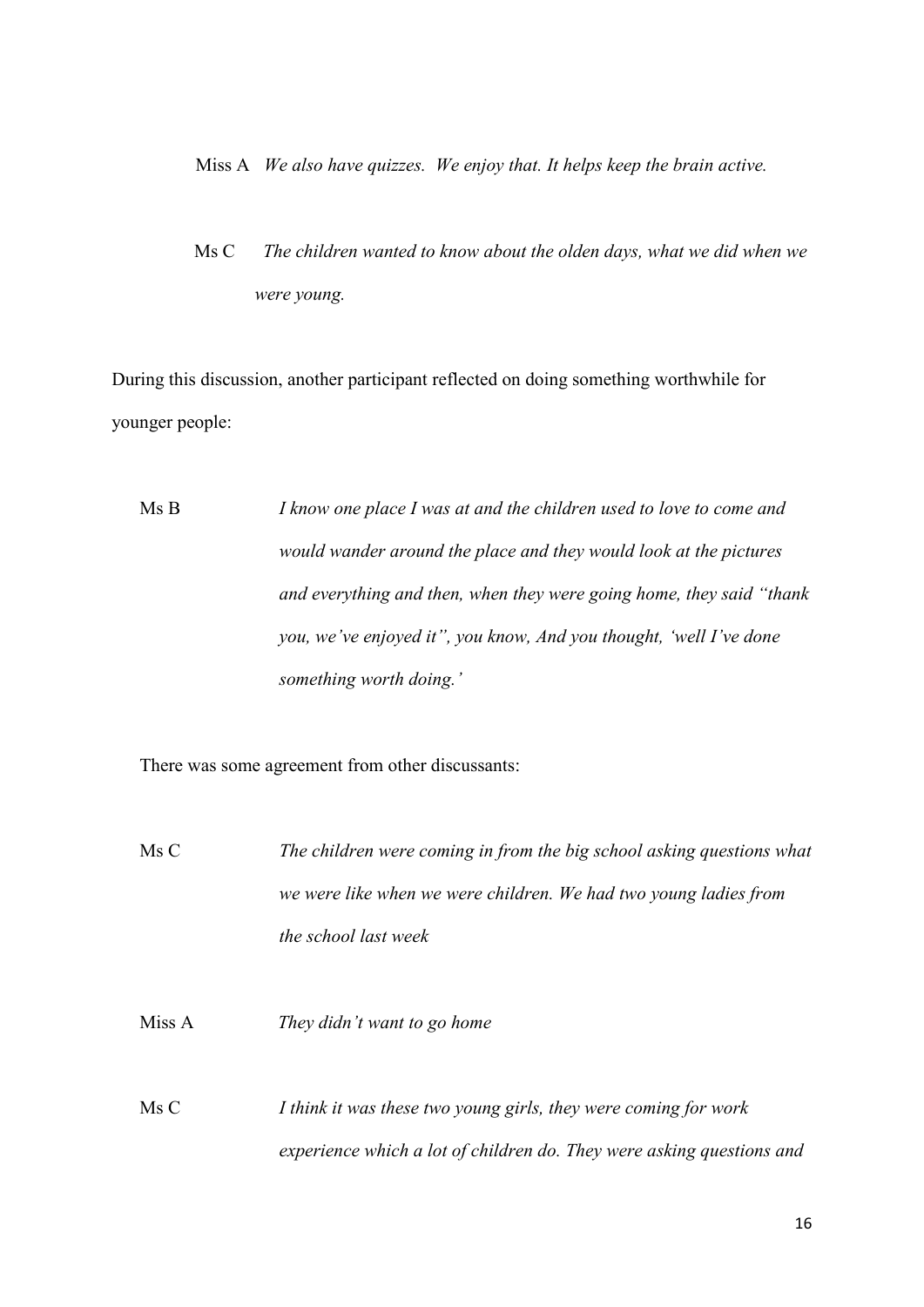Miss A *We also have quizzes. We enjoy that. It helps keep the brain active.*

Ms C *The children wanted to know about the olden days, what we did when we were young.*

During this discussion, another participant reflected on doing something worthwhile for younger people:

Ms B *I know one place I was at and the children used to love to come and would wander around the place and they would look at the pictures and everything and then, when they were going home, they said "thank you, we've enjoyed it", you know, And you thought, 'well I've done something worth doing.'*

There was some agreement from other discussants:

Ms C *The children were coming in from the big school asking questions what we were like when we were children. We had two young ladies from the school last week*

Miss A *They didn't want to go home*

Ms C *I think it was these two young girls, they were coming for work experience which a lot of children do. They were asking questions and*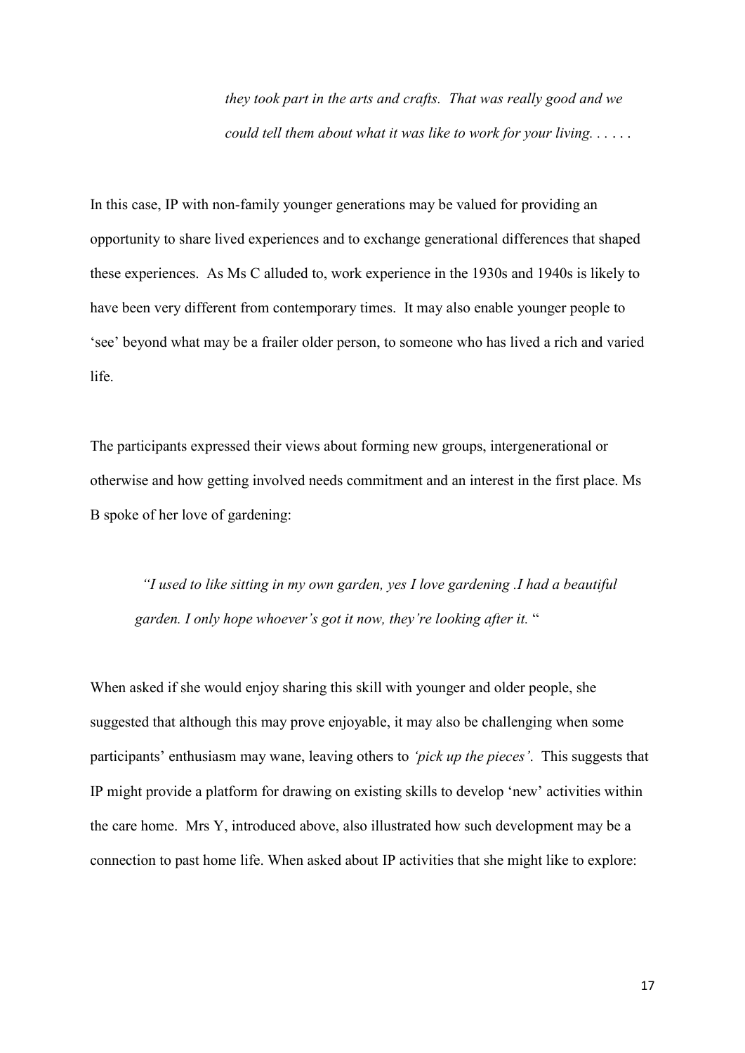> *they took part in the arts and crafts. That was really good and we could tell them about what it was like to work for your living. . . . . .*

In this case, IP with non-family younger generations may be valued for providing an opportunity to share lived experiences and to exchange generational differences that shaped these experiences. As Ms C alluded to, work experience in the 1930s and 1940s is likely to have been very different from contemporary times. It may also enable younger people to 'see' beyond what may be a frailer older person, to someone who has lived a rich and varied life.

The participants expressed their views about forming new groups, intergenerational or otherwise and how getting involved needs commitment and an interest in the first place. Ms B spoke of her love of gardening:

> *"I used to like sitting in my own garden, yes I love gardening .I had a beautiful garden. I only hope whoever's got it now, they're looking after it.* "

When asked if she would enjoy sharing this skill with younger and older people, she suggested that although this may prove enjoyable, it may also be challenging when some participants' enthusiasm may wane, leaving others to *'pick up the pieces'*. This suggests that IP might provide a platform for drawing on existing skills to develop 'new' activities within the care home. Mrs Y, introduced above, also illustrated how such development may be a connection to past home life. When asked about IP activities that she might like to explore: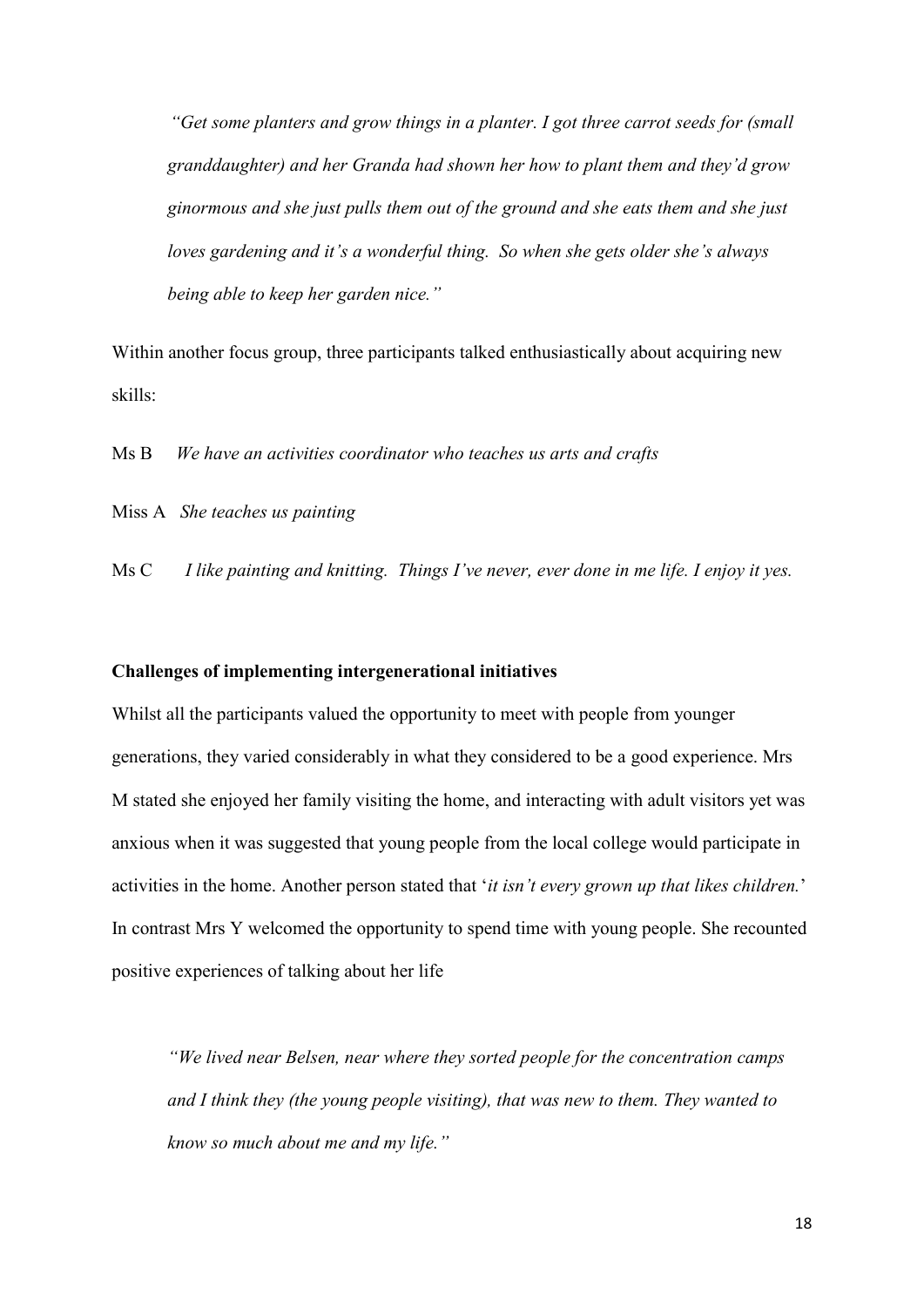> *"Get some planters and grow things in a planter. I got three carrot seeds for (small granddaughter) and her Granda had shown her how to plant them and they'd grow ginormous and she just pulls them out of the ground and she eats them and she just loves gardening and it's a wonderful thing. So when she gets older she's always being able to keep her garden nice."*

Within another focus group, three participants talked enthusiastically about acquiring new skills:

Ms B *We have an activities coordinator who teaches us arts and crafts*

Miss A *She teaches us painting*

Ms C *I like painting and knitting. Things I've never, ever done in me life. I enjoy it yes.*

**Challenges of implementing intergenerational initiatives**

Whilst all the participants valued the opportunity to meet with people from younger generations, they varied considerably in what they considered to be a good experience. Mrs M stated she enjoyed her family visiting the home, and interacting with adult visitors yet was anxious when it was suggested that young people from the local college would participate in activities in the home. Another person stated that '*it isn't every grown up that likes children.*' In contrast Mrs Y welcomed the opportunity to spend time with young people. She recounted positive experiences of talking about her life

> *"We lived near Belsen, near where they sorted people for the concentration camps and I think they (the young people visiting), that was new to them. They wanted to know so much about me and my life."*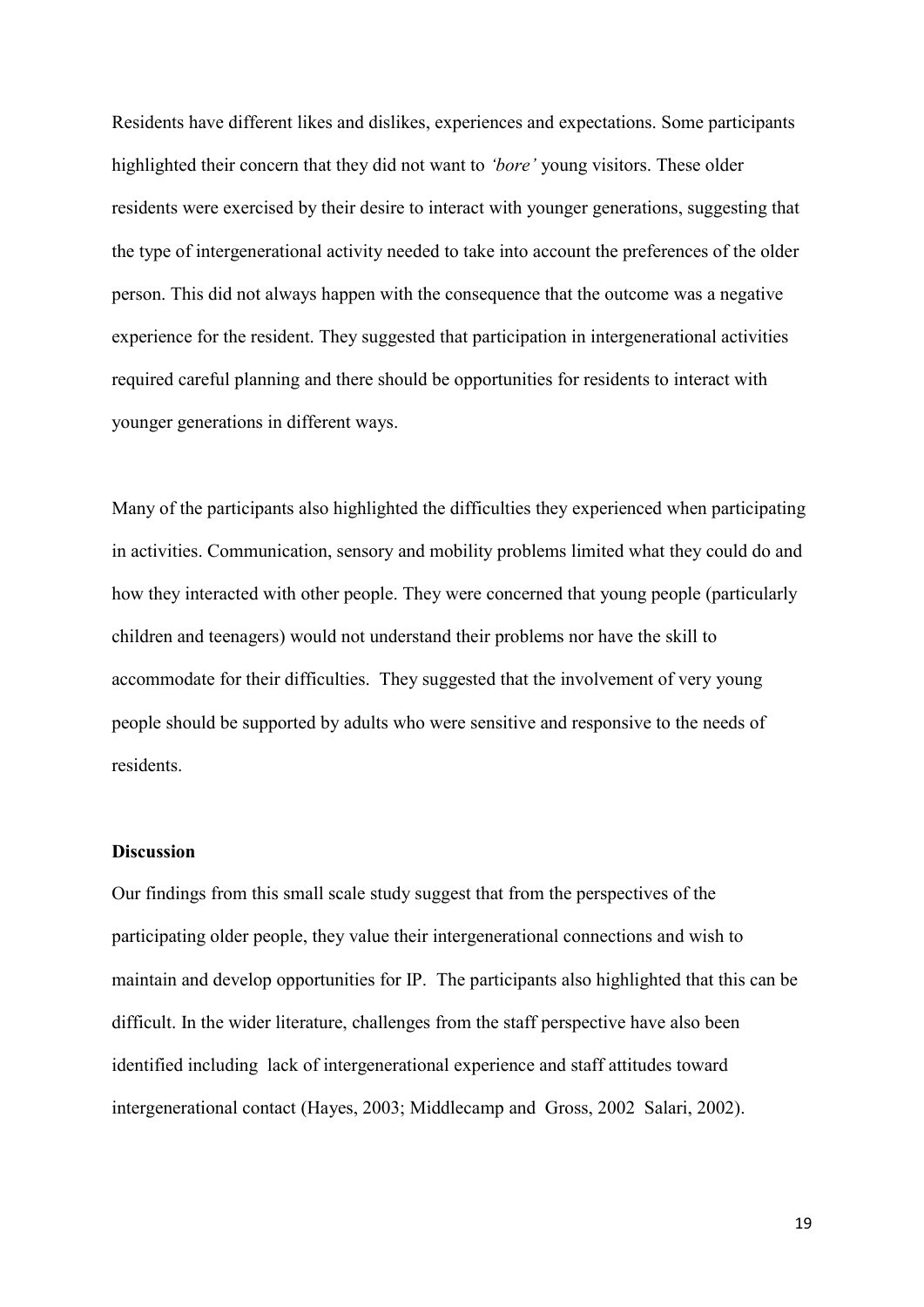Residents have different likes and dislikes, experiences and expectations. Some participants highlighted their concern that they did not want to *'bore'* young visitors. These older residents were exercised by their desire to interact with younger generations, suggesting that the type of intergenerational activity needed to take into account the preferences of the older person. This did not always happen with the consequence that the outcome was a negative experience for the resident. They suggested that participation in intergenerational activities required careful planning and there should be opportunities for residents to interact with younger generations in different ways.

Many of the participants also highlighted the difficulties they experienced when participating in activities. Communication, sensory and mobility problems limited what they could do and how they interacted with other people. They were concerned that young people (particularly children and teenagers) would not understand their problems nor have the skill to accommodate for their difficulties. They suggested that the involvement of very young people should be supported by adults who were sensitive and responsive to the needs of residents.

**Discussion**

Our findings from this small scale study suggest that from the perspectives of the participating older people, they value their intergenerational connections and wish to maintain and develop opportunities for IP. The participants also highlighted that this can be difficult. In the wider literature, challenges from the staff perspective have also been identified including lack of intergenerational experience and staff attitudes toward intergenerational contact (Hayes, 2003; Middlecamp and Gross, 2002 Salari, 2002).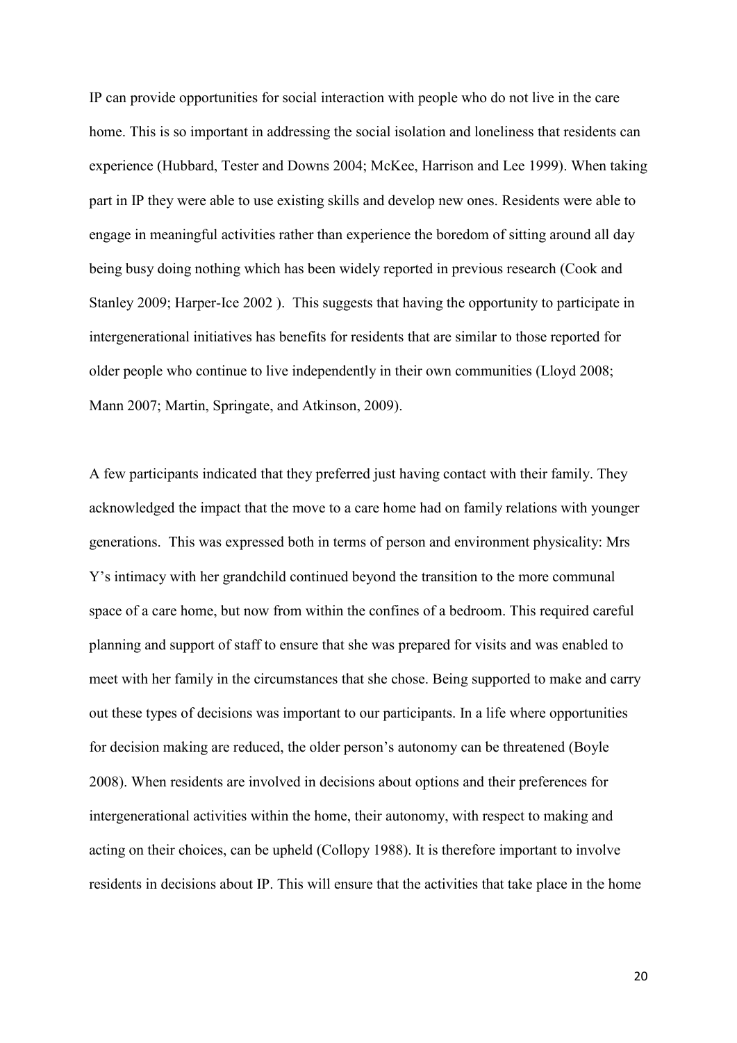IP can provide opportunities for social interaction with people who do not live in the care home. This is so important in addressing the social isolation and loneliness that residents can experience (Hubbard, Tester and Downs 2004; McKee, Harrison and Lee 1999). When taking part in IP they were able to use existing skills and develop new ones. Residents were able to engage in meaningful activities rather than experience the boredom of sitting around all day being busy doing nothing which has been widely reported in previous research (Cook and Stanley 2009; Harper-Ice 2002 ). This suggests that having the opportunity to participate in intergenerational initiatives has benefits for residents that are similar to those reported for older people who continue to live independently in their own communities (Lloyd 2008; Mann 2007; Martin, Springate, and Atkinson, 2009).

A few participants indicated that they preferred just having contact with their family. They acknowledged the impact that the move to a care home had on family relations with younger generations. This was expressed both in terms of person and environment physicality: Mrs Y's intimacy with her grandchild continued beyond the transition to the more communal space of a care home, but now from within the confines of a bedroom. This required careful planning and support of staff to ensure that she was prepared for visits and was enabled to meet with her family in the circumstances that she chose. Being supported to make and carry out these types of decisions was important to our participants. In a life where opportunities for decision making are reduced, the older person's autonomy can be threatened (Boyle 2008). When residents are involved in decisions about options and their preferences for intergenerational activities within the home, their autonomy, with respect to making and acting on their choices, can be upheld (Collopy 1988). It is therefore important to involve residents in decisions about IP. This will ensure that the activities that take place in the home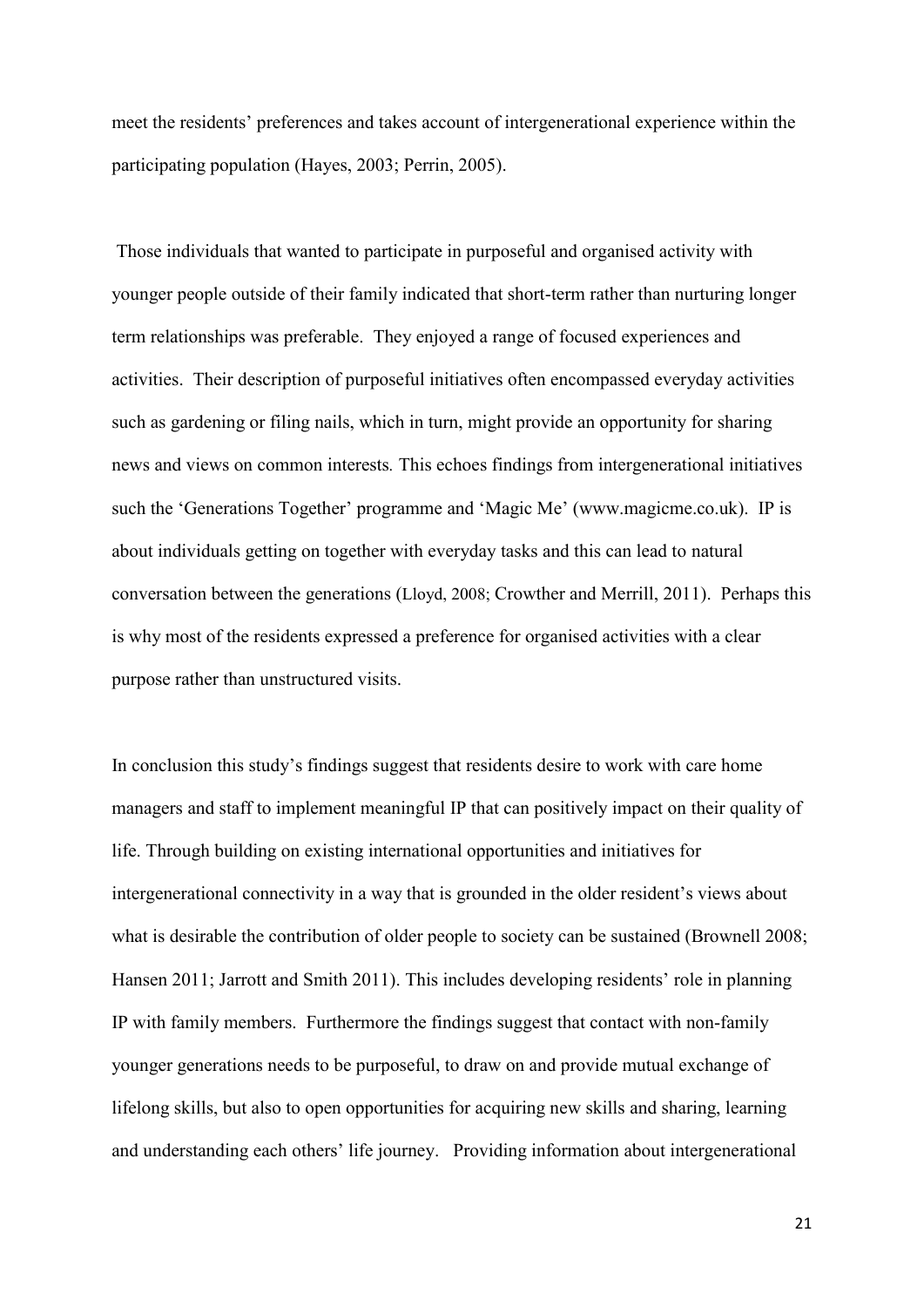meet the residents' preferences and takes account of intergenerational experience within the participating population (Hayes, 2003; Perrin, 2005).

Those individuals that wanted to participate in purposeful and organised activity with younger people outside of their family indicated that short-term rather than nurturing longer term relationships was preferable. They enjoyed a range of focused experiences and activities. Their description of purposeful initiatives often encompassed everyday activities such as gardening or filing nails, which in turn, might provide an opportunity for sharing news and views on common interests. This echoes findings from intergenerational initiatives such the 'Generations Together' programme and 'Magic Me' (www.magicme.co.uk). IP is about individuals getting on together with everyday tasks and this can lead to natural conversation between the generations (Lloyd, 2008; Crowther and Merrill, 2011). Perhaps this is why most of the residents expressed a preference for organised activities with a clear purpose rather than unstructured visits.

In conclusion this study's findings suggest that residents desire to work with care home managers and staff to implement meaningful IP that can positively impact on their quality of life. Through building on existing international opportunities and initiatives for intergenerational connectivity in a way that is grounded in the older resident's views about what is desirable the contribution of older people to society can be sustained (Brownell 2008; Hansen 2011; Jarrott and Smith 2011). This includes developing residents' role in planning IP with family members. Furthermore the findings suggest that contact with non-family younger generations needs to be purposeful, to draw on and provide mutual exchange of lifelong skills, but also to open opportunities for acquiring new skills and sharing, learning and understanding each others' life journey. Providing information about intergenerational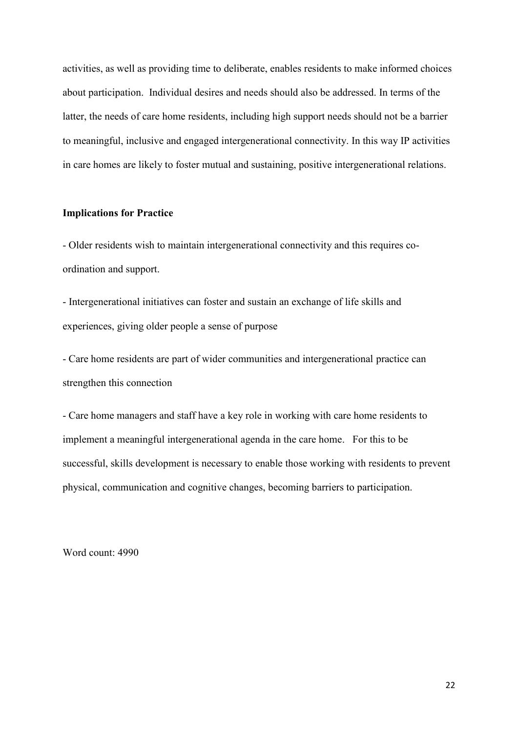activities, as well as providing time to deliberate, enables residents to make informed choices about participation. Individual desires and needs should also be addressed. In terms of the latter, the needs of care home residents, including high support needs should not be a barrier to meaningful, inclusive and engaged intergenerational connectivity. In this way IP activities in care homes are likely to foster mutual and sustaining, positive intergenerational relations.

**Implications for Practice**

- Older residents wish to maintain intergenerational connectivity and this requires co-ordination and support.

- Intergenerational initiatives can foster and sustain an exchange of life skills and experiences, giving older people a sense of purpose

- Care home residents are part of wider communities and intergenerational practice can strengthen this connection

- Care home managers and staff have a key role in working with care home residents to implement a meaningful intergenerational agenda in the care home. For this to be successful, skills development is necessary to enable those working with residents to prevent physical, communication and cognitive changes, becoming barriers to participation.

Word count: 4990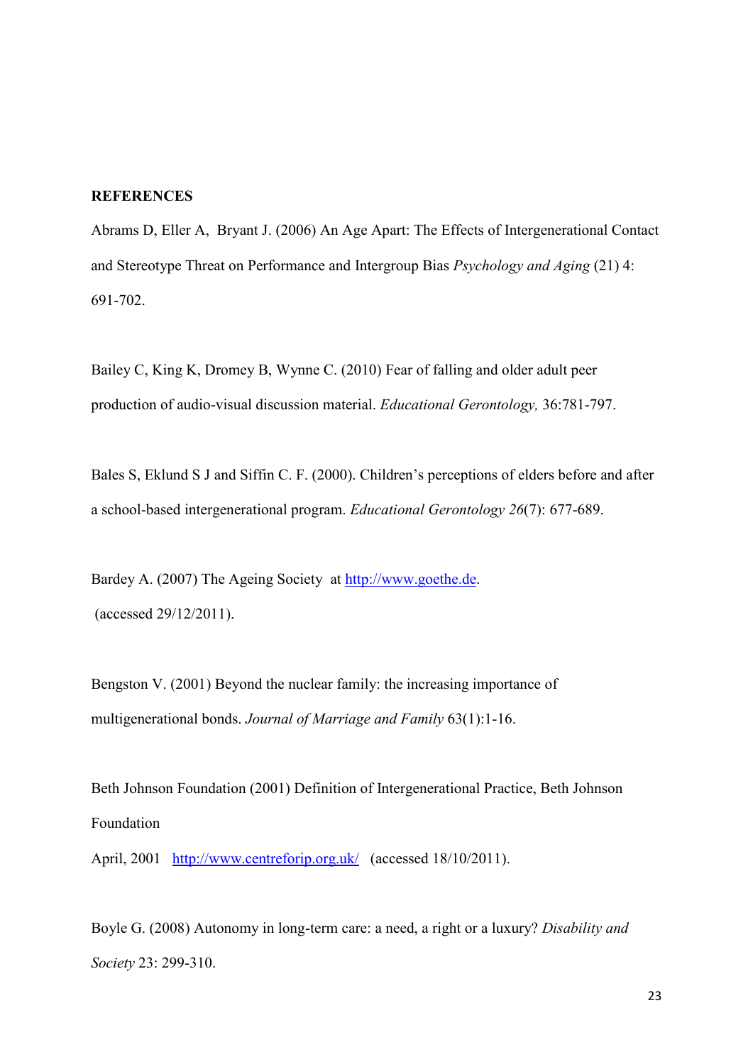**REFERENCES**

Abrams D, Eller A, Bryant J. (2006) An Age Apart: The Effects of Intergenerational Contact and Stereotype Threat on Performance and Intergroup Bias *Psychology and Aging* (21) 4: 691-702.

Bailey C, King K, Dromey B, Wynne C. (2010) Fear of falling and older adult peer production of audio-visual discussion material. *Educational Gerontology,* 36:781-797.

Bales S, Eklund S J and Siffin C. F. (2000). Children's perceptions of elders before and after a school-based intergenerational program. *Educational Gerontology 26*(7): 677-689.

Bardey A. (2007) The Ageing Society at http://www.goethe.de. (accessed 29/12/2011).

Bengston V. (2001) Beyond the nuclear family: the increasing importance of multigenerational bonds. *Journal of Marriage and Family* 63(1):1-16.

Beth Johnson Foundation (2001) Definition of Intergenerational Practice, Beth Johnson Foundation

April, 2001 http://www.centreforip.org.uk/ (accessed 18/10/2011).

Boyle G. (2008) Autonomy in long-term care: a need, a right or a luxury? *Disability and Society* 23: 299-310.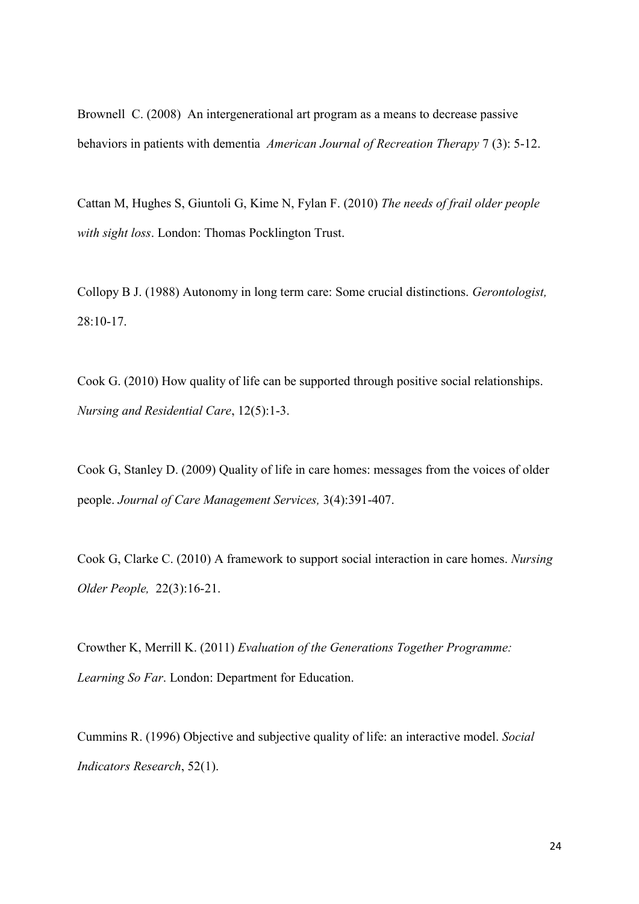Brownell C. (2008) An intergenerational art program as a means to decrease passive behaviors in patients with dementia *American Journal of Recreation Therapy* 7 (3): 5-12.

Cattan M, Hughes S, Giuntoli G, Kime N, Fylan F. (2010) *The needs of frail older people with sight loss*. London: Thomas Pocklington Trust.

Collopy B J. (1988) Autonomy in long term care: Some crucial distinctions. *Gerontologist,* 28:10-17.

Cook G. (2010) How quality of life can be supported through positive social relationships. *Nursing and Residential Care*, 12(5):1-3.

Cook G, Stanley D. (2009) Quality of life in care homes: messages from the voices of older people. *Journal of Care Management Services,* 3(4):391-407.

Cook G, Clarke C. (2010) A framework to support social interaction in care homes. *Nursing Older People,* 22(3):16-21.

Crowther K, Merrill K. (2011) *Evaluation of the Generations Together Programme: Learning So Far*. London: Department for Education.

Cummins R. (1996) Objective and subjective quality of life: an interactive model. *Social Indicators Research*, 52(1).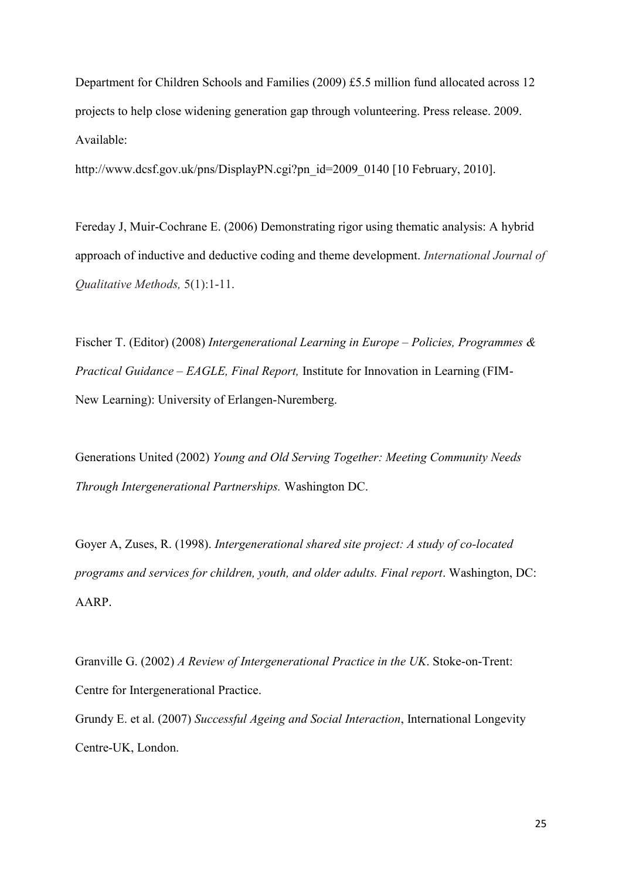Department for Children Schools and Families (2009) £5.5 million fund allocated across 12 projects to help close widening generation gap through volunteering. Press release. 2009. Available:

http://www.dcsf.gov.uk/pns/DisplayPN.cgi?pn_id=2009_0140 [10 February, 2010].

Fereday J, Muir-Cochrane E. (2006) Demonstrating rigor using thematic analysis: A hybrid approach of inductive and deductive coding and theme development. *International Journal of Qualitative Methods,* 5(1):1-11.

Fischer T. (Editor) (2008) *Intergenerational Learning in Europe – Policies, Programmes & Practical Guidance – EAGLE, Final Report,* Institute for Innovation in Learning (FIM-New Learning): University of Erlangen-Nuremberg.

Generations United (2002) *Young and Old Serving Together: Meeting Community Needs Through Intergenerational Partnerships.* Washington DC.

Goyer A, Zuses, R. (1998). *Intergenerational shared site project: A study of co-located programs and services for children, youth, and older adults. Final report*. Washington, DC: AARP.

Granville G. (2002) *A Review of Intergenerational Practice in the UK*. Stoke-on-Trent: Centre for Intergenerational Practice.

Grundy E. et al. (2007) *Successful Ageing and Social Interaction*, International Longevity Centre-UK, London.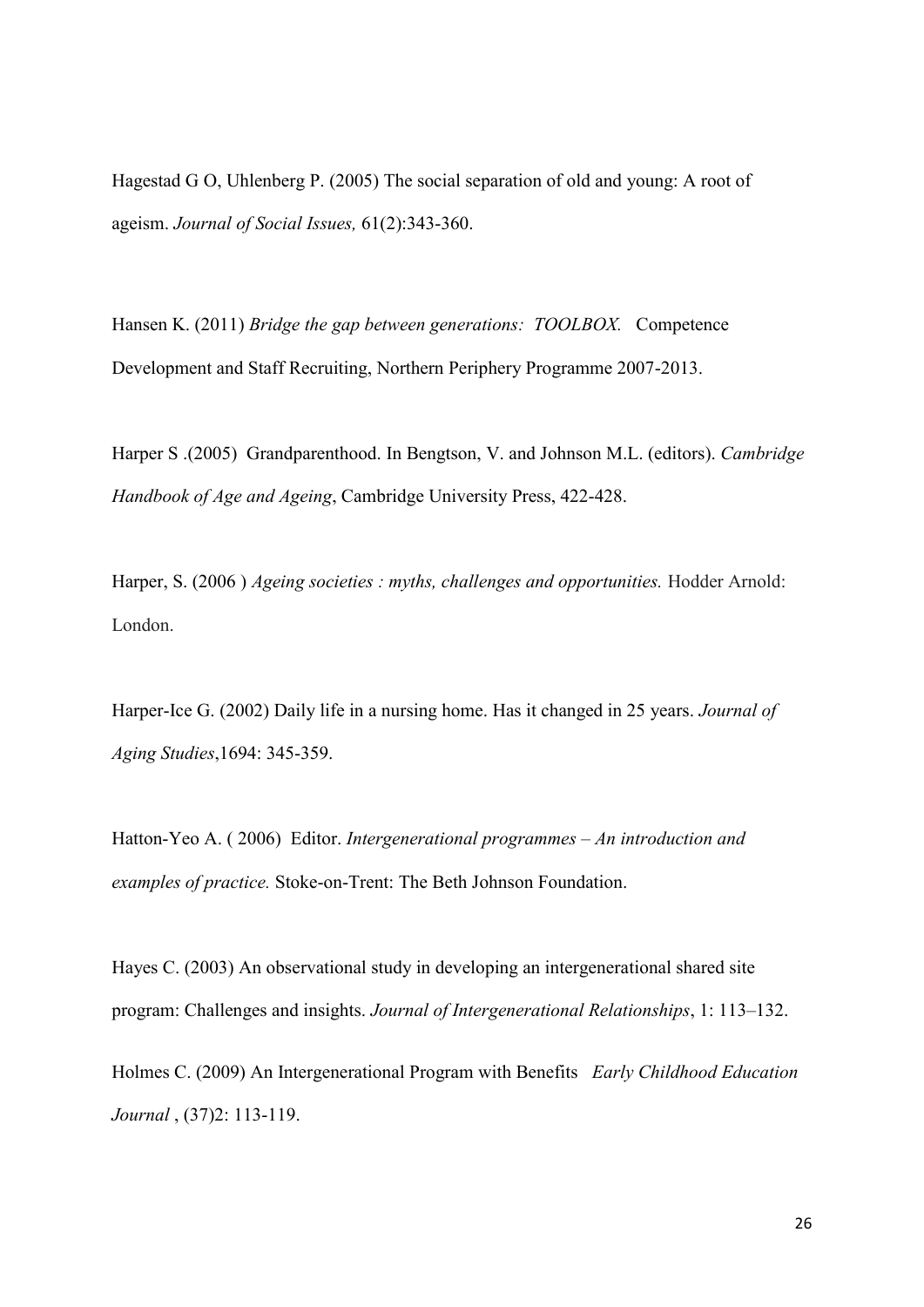Hagestad G O, Uhlenberg P. (2005) The social separation of old and young: A root of ageism. *Journal of Social Issues,* 61(2):343-360.

Hansen K. (2011) *Bridge the gap between generations: TOOLBOX.* Competence Development and Staff Recruiting, Northern Periphery Programme 2007-2013.

Harper S .(2005) Grandparenthood. In Bengtson, V. and Johnson M.L. (editors). *Cambridge Handbook of Age and Ageing*, Cambridge University Press, 422-428.

Harper, S. (2006 ) *Ageing societies : myths, challenges and opportunities.* Hodder Arnold: London.

Harper-Ice G. (2002) Daily life in a nursing home. Has it changed in 25 years. *Journal of Aging Studies*,1694: 345-359.

Hatton-Yeo A. ( 2006) Editor. *Intergenerational programmes – An introduction and examples of practice.* Stoke-on-Trent: The Beth Johnson Foundation.

Hayes C. (2003) An observational study in developing an intergenerational shared site program: Challenges and insights. *Journal of Intergenerational Relationships*, 1: 113–132.

Holmes C. (2009) An Intergenerational Program with Benefits *Early Childhood Education Journal* , (37)2: 113-119.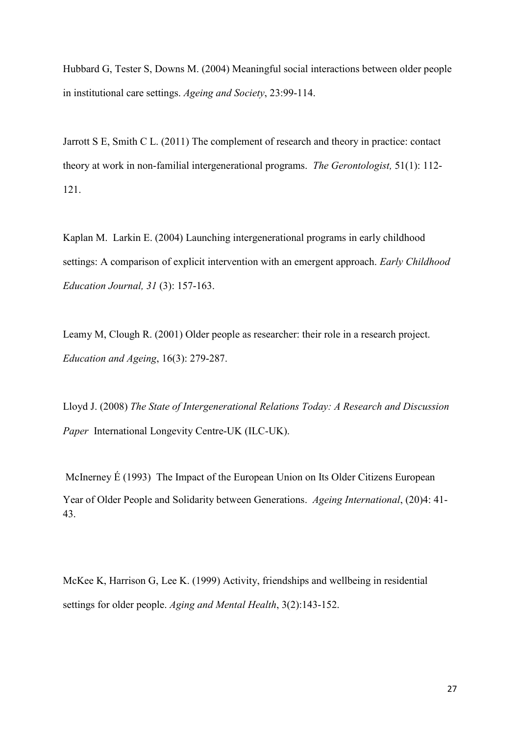Hubbard G, Tester S, Downs M. (2004) Meaningful social interactions between older people in institutional care settings. *Ageing and Society*, 23:99-114.

Jarrott S E, Smith C L. (2011) The complement of research and theory in practice: contact theory at work in non-familial intergenerational programs. *The Gerontologist,* 51(1): 112-121.

Kaplan M. Larkin E. (2004) Launching intergenerational programs in early childhood settings: A comparison of explicit intervention with an emergent approach. *Early Childhood Education Journal, 31* (3): 157-163.

Leamy M, Clough R. (2001) Older people as researcher: their role in a research project. *Education and Ageing*, 16(3): 279-287.

Lloyd J. (2008) *The State of Intergenerational Relations Today: A Research and Discussion Paper* International Longevity Centre-UK (ILC-UK).

McInerney É (1993) The Impact of the European Union on Its Older Citizens European Year of Older People and Solidarity between Generations. *Ageing International*, (20)4: 41-43.

McKee K, Harrison G, Lee K. (1999) Activity, friendships and wellbeing in residential settings for older people. *Aging and Mental Health*, 3(2):143-152.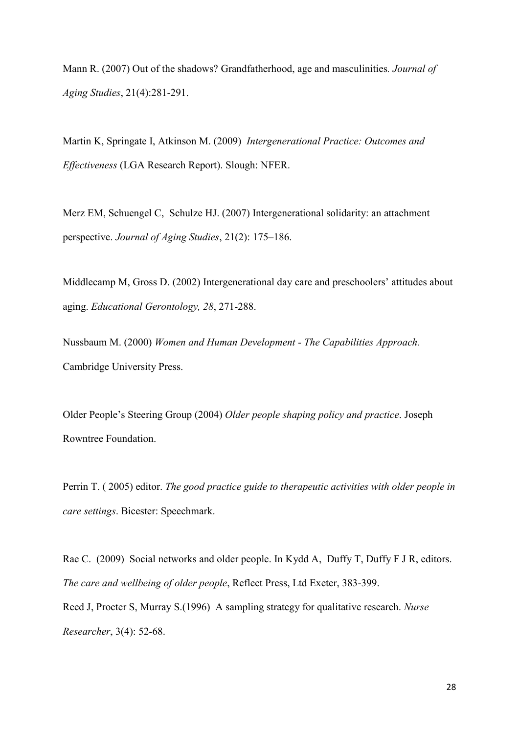Mann R. (2007) Out of the shadows? Grandfatherhood, age and masculinities. *Journal of Aging Studies*, 21(4):281-291.

Martin K, Springate I, Atkinson M. (2009) *Intergenerational Practice: Outcomes and Effectiveness* (LGA Research Report). Slough: NFER.

Merz EM, Schuengel C, Schulze HJ. (2007) Intergenerational solidarity: an attachment perspective. *Journal of Aging Studies*, 21(2): 175–186.

Middlecamp M, Gross D. (2002) Intergenerational day care and preschoolers' attitudes about aging. *Educational Gerontology, 28*, 271-288.

Nussbaum M. (2000) *Women and Human Development - The Capabilities Approach.* Cambridge University Press.

Older People's Steering Group (2004) *Older people shaping policy and practice*. Joseph Rowntree Foundation.

Perrin T. ( 2005) editor. *The good practice guide to therapeutic activities with older people in care settings*. Bicester: Speechmark.

Rae C. (2009) Social networks and older people. In Kydd A, Duffy T, Duffy F J R, editors. *The care and wellbeing of older people*, Reflect Press, Ltd Exeter, 383-399.

Reed J, Procter S, Murray S.(1996) A sampling strategy for qualitative research. *Nurse Researcher*, 3(4): 52-68.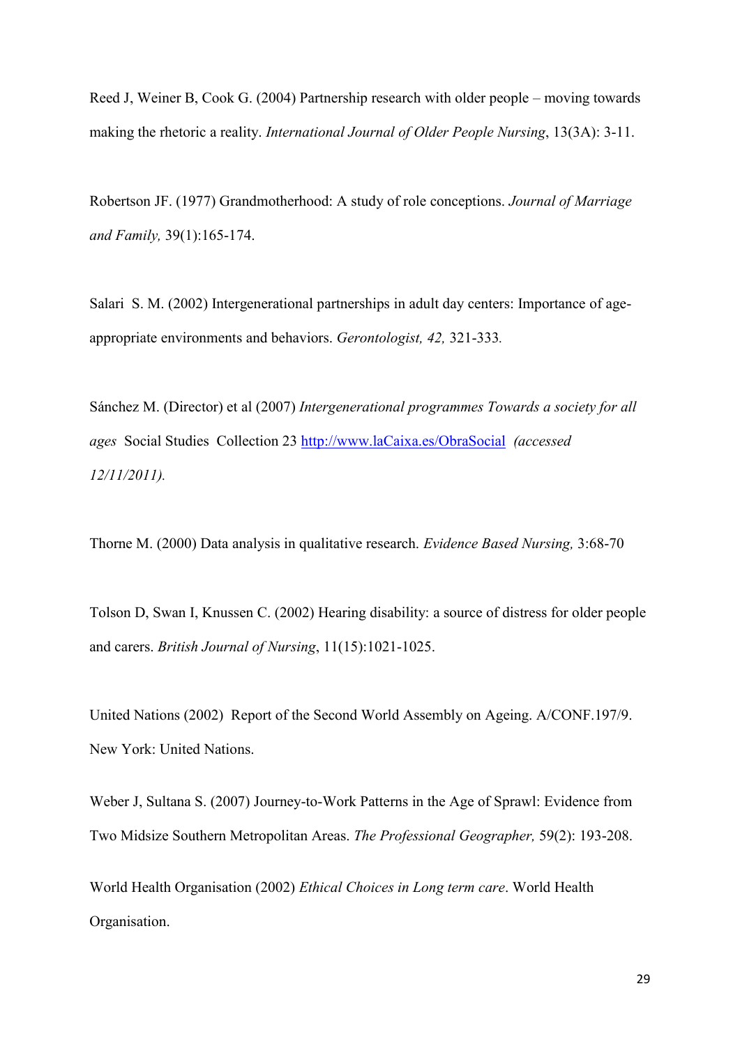Reed J, Weiner B, Cook G. (2004) Partnership research with older people – moving towards making the rhetoric a reality. *International Journal of Older People Nursing*, 13(3A): 3-11.

Robertson JF. (1977) Grandmotherhood: A study of role conceptions. *Journal of Marriage and Family,* 39(1):165-174.

Salari S. M. (2002) Intergenerational partnerships in adult day centers: Importance of age-appropriate environments and behaviors. *Gerontologist, 42,* 321-333*.*

Sánchez M. (Director) et al (2007) *Intergenerational programmes Towards a society for all ages* Social Studies Collection 23 [http://www.laCaixa.es/ObraSocial](http://www.laCaixa.es/ObraSocial) *(accessed 12/11/2011).*

Thorne M. (2000) Data analysis in qualitative research. *Evidence Based Nursing,* 3:68-70

Tolson D, Swan I, Knussen C. (2002) Hearing disability: a source of distress for older people and carers. *British Journal of Nursing*, 11(15):1021-1025.

United Nations (2002) Report of the Second World Assembly on Ageing. A/CONF.197/9. New York: United Nations.

Weber J, Sultana S. (2007) Journey-to-Work Patterns in the Age of Sprawl: Evidence from Two Midsize Southern Metropolitan Areas. *The Professional Geographer,* 59(2): 193-208.

World Health Organisation (2002) *Ethical Choices in Long term care*. World Health Organisation.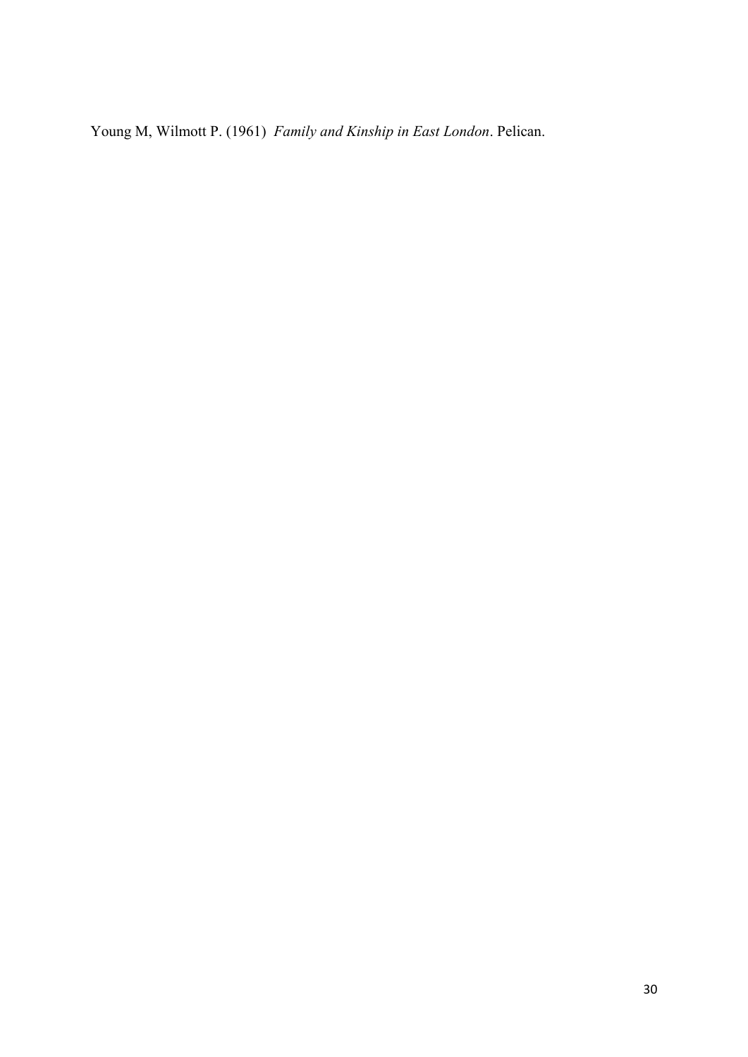Young M, Wilmott P. (1961) *Family and Kinship in East London*. Pelican.